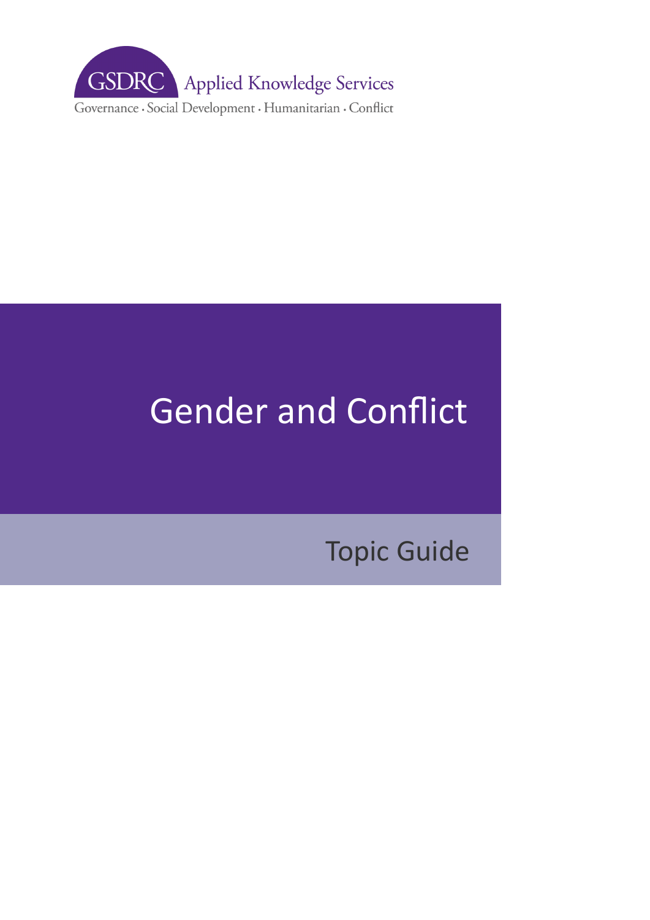GSDRC Applied Knowledge Services

Governance · Social Development · Humanitarian · Conflict

# Gender and Conflict

## Topic Guide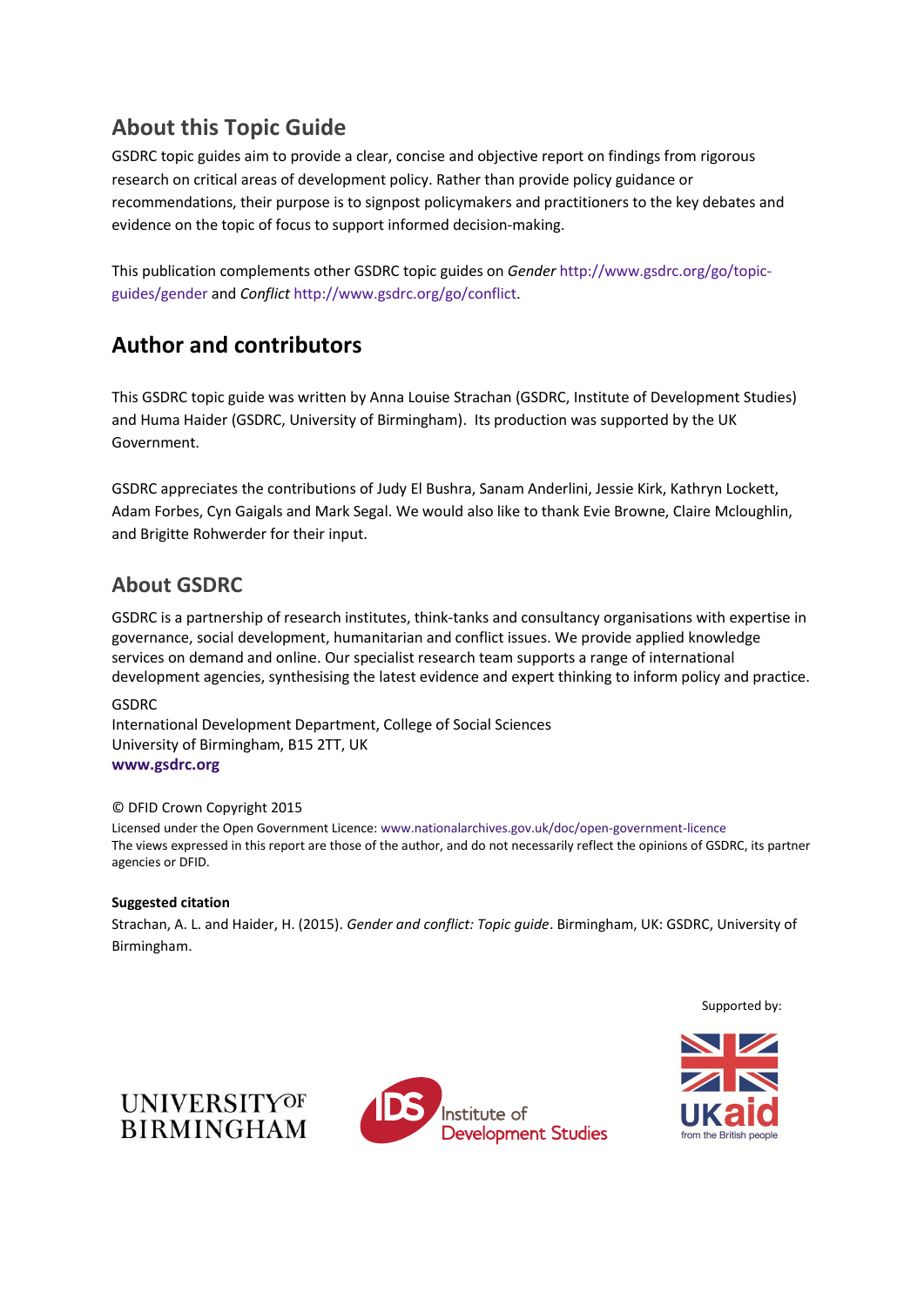## About this Topic Guide

GSDRC topic guides aim to provide a clear, concise and objective report on findings from rigorous research on critical areas of development policy. Rather than provide policy guidance or recommendations, their purpose is to signpost policymakers and practitioners to the key debates and evidence on the topic of focus to support informed decision-making.

This publication complements other GSDRC topic guides on *Gender* http://www.gsdrc.org/go/topic-guides/gender and *Conflict* http://www.gsdrc.org/go/conflict.

## Author and contributors

This GSDRC topic guide was written by Anna Louise Strachan (GSDRC, Institute of Development Studies) and Huma Haider (GSDRC, University of Birmingham). Its production was supported by the UK Government.

GSDRC appreciates the contributions of Judy El Bushra, Sanam Anderlini, Jessie Kirk, Kathryn Lockett, Adam Forbes, Cyn Gaigals and Mark Segal. We would also like to thank Evie Browne, Claire Mcloughlin, and Brigitte Rohwerder for their input.

## About GSDRC

GSDRC is a partnership of research institutes, think-tanks and consultancy organisations with expertise in governance, social development, humanitarian and conflict issues. We provide applied knowledge services on demand and online. Our specialist research team supports a range of international development agencies, synthesising the latest evidence and expert thinking to inform policy and practice.

GSDRC
International Development Department, College of Social Sciences
University of Birmingham, B15 2TT, UK
**www.gsdrc.org**

© DFID Crown Copyright 2015
Licensed under the Open Government Licence: www.nationalarchives.gov.uk/doc/open-government-licence
The views expressed in this report are those of the author, and do not necessarily reflect the opinions of GSDRC, its partner agencies or DFID.

**Suggested citation**

Strachan, A. L. and Haider, H. (2015). *Gender and conflict: Topic guide*. Birmingham, UK: GSDRC, University of Birmingham.

Supported by:

UNIVERSITY OF BIRMINGHAM

IDS Institute of Development Studies

UKaid from the British people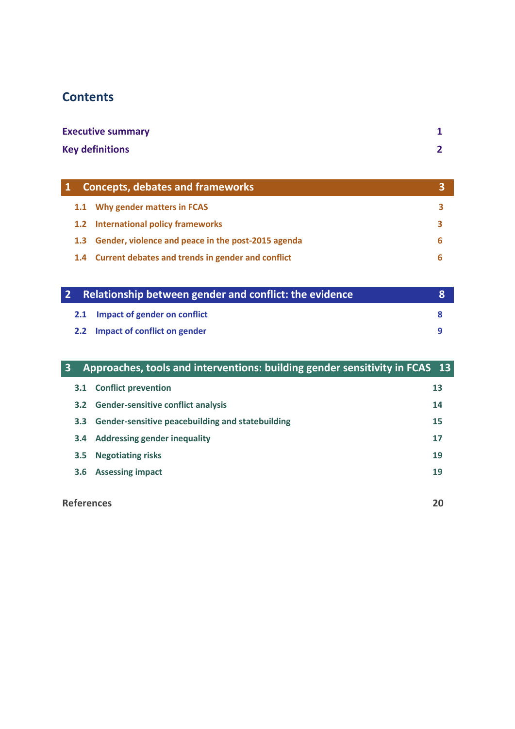## Contents

| | |
|---|---|
| **Executive summary** | **1** |
| **Key definitions** | **2** |
| **1 Concepts, debates and frameworks** | **3** |
| 1.1 Why gender matters in FCAS | 3 |
| 1.2 International policy frameworks | 3 |
| 1.3 Gender, violence and peace in the post-2015 agenda | 6 |
| 1.4 Current debates and trends in gender and conflict | 6 |
| **2 Relationship between gender and conflict: the evidence** | **8** |
| 2.1 Impact of gender on conflict | 8 |
| 2.2 Impact of conflict on gender | 9 |
| **3 Approaches, tools and interventions: building gender sensitivity in FCAS** | **13** |
| 3.1 Conflict prevention | 13 |
| 3.2 Gender-sensitive conflict analysis | 14 |
| 3.3 Gender-sensitive peacebuilding and statebuilding | 15 |
| 3.4 Addressing gender inequality | 17 |
| 3.5 Negotiating risks | 19 |
| 3.6 Assessing impact | 19 |
| **References** | **20** |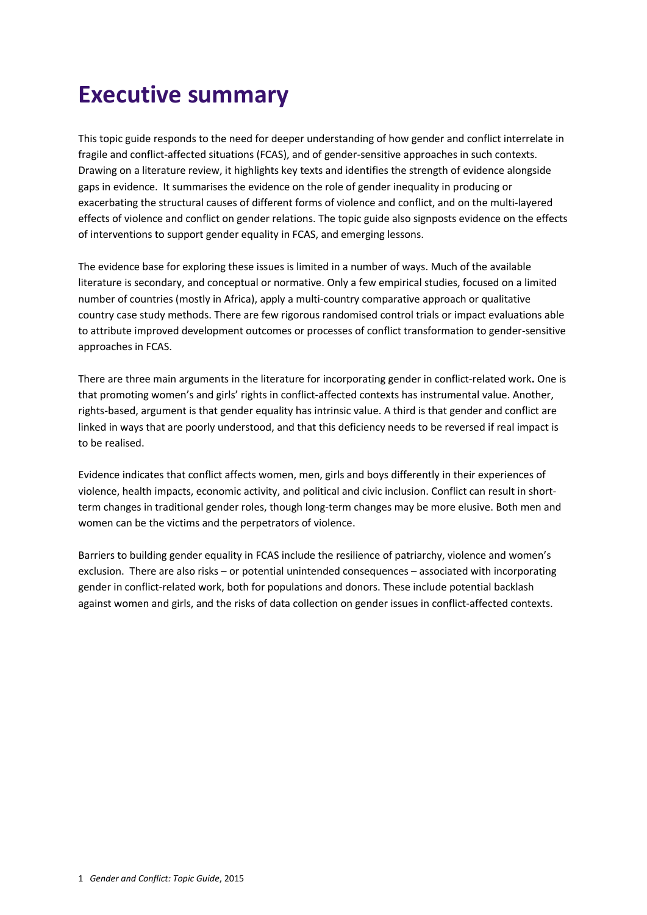# Executive summary

This topic guide responds to the need for deeper understanding of how gender and conflict interrelate in fragile and conflict-affected situations (FCAS), and of gender-sensitive approaches in such contexts. Drawing on a literature review, it highlights key texts and identifies the strength of evidence alongside gaps in evidence. It summarises the evidence on the role of gender inequality in producing or exacerbating the structural causes of different forms of violence and conflict, and on the multi-layered effects of violence and conflict on gender relations. The topic guide also signposts evidence on the effects of interventions to support gender equality in FCAS, and emerging lessons.

The evidence base for exploring these issues is limited in a number of ways. Much of the available literature is secondary, and conceptual or normative. Only a few empirical studies, focused on a limited number of countries (mostly in Africa), apply a multi-country comparative approach or qualitative country case study methods. There are few rigorous randomised control trials or impact evaluations able to attribute improved development outcomes or processes of conflict transformation to gender-sensitive approaches in FCAS.

There are three main arguments in the literature for incorporating gender in conflict-related work**.** One is that promoting women's and girls' rights in conflict-affected contexts has instrumental value. Another, rights-based, argument is that gender equality has intrinsic value. A third is that gender and conflict are linked in ways that are poorly understood, and that this deficiency needs to be reversed if real impact is to be realised.

Evidence indicates that conflict affects women, men, girls and boys differently in their experiences of violence, health impacts, economic activity, and political and civic inclusion. Conflict can result in short-term changes in traditional gender roles, though long-term changes may be more elusive. Both men and women can be the victims and the perpetrators of violence.

Barriers to building gender equality in FCAS include the resilience of patriarchy, violence and women's exclusion. There are also risks – or potential unintended consequences – associated with incorporating gender in conflict-related work, both for populations and donors. These include potential backlash against women and girls, and the risks of data collection on gender issues in conflict-affected contexts.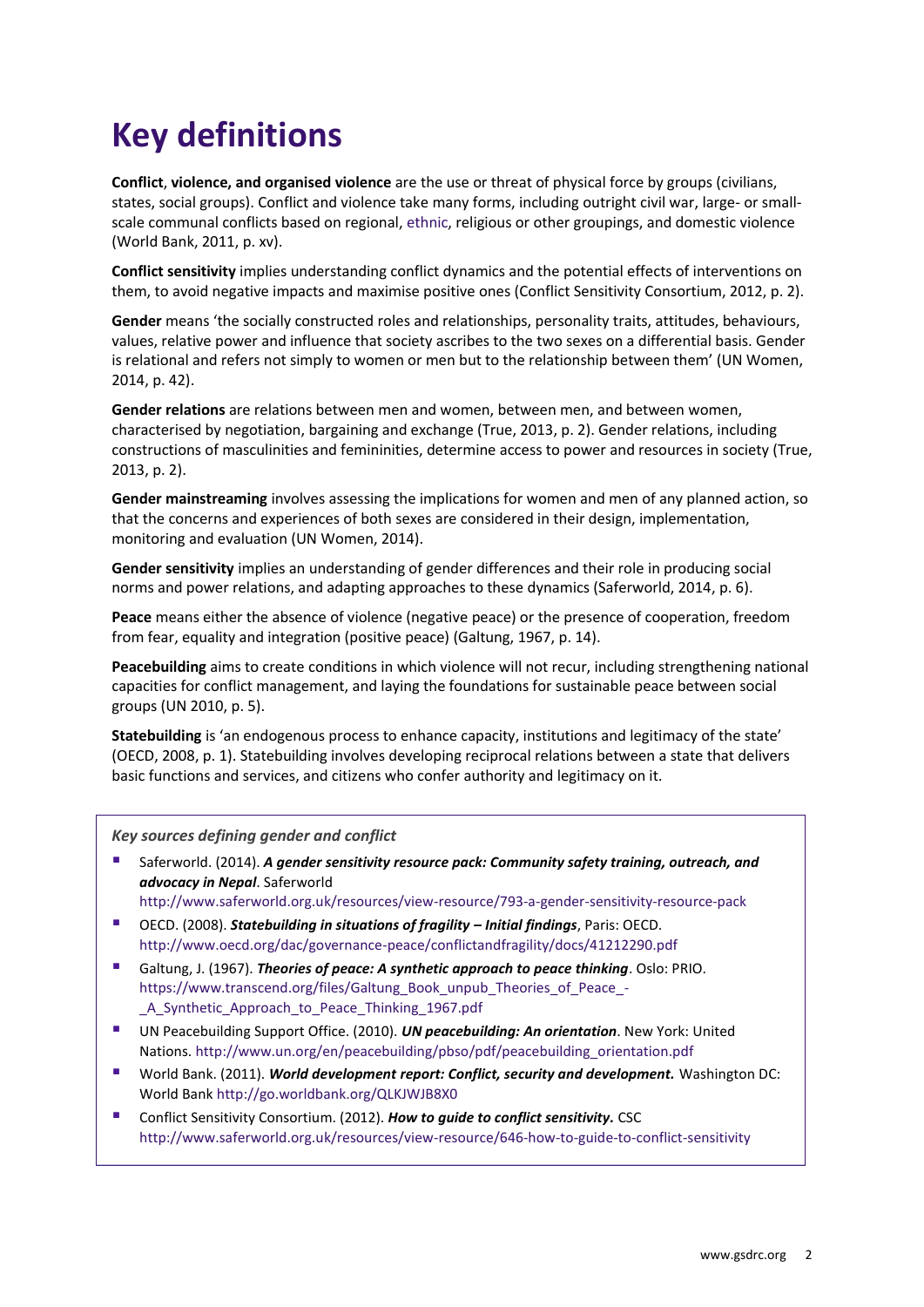# Key definitions

**Conflict**, **violence, and organised violence** are the use or threat of physical force by groups (civilians, states, social groups). Conflict and violence take many forms, including outright civil war, large- or small-scale communal conflicts based on regional, ethnic, religious or other groupings, and domestic violence (World Bank, 2011, p. xv).

**Conflict sensitivity** implies understanding conflict dynamics and the potential effects of interventions on them, to avoid negative impacts and maximise positive ones (Conflict Sensitivity Consortium, 2012, p. 2).

**Gender** means 'the socially constructed roles and relationships, personality traits, attitudes, behaviours, values, relative power and influence that society ascribes to the two sexes on a differential basis. Gender is relational and refers not simply to women or men but to the relationship between them' (UN Women, 2014, p. 42).

**Gender relations** are relations between men and women, between men, and between women, characterised by negotiation, bargaining and exchange (True, 2013, p. 2). Gender relations, including constructions of masculinities and femininities, determine access to power and resources in society (True, 2013, p. 2).

**Gender mainstreaming** involves assessing the implications for women and men of any planned action, so that the concerns and experiences of both sexes are considered in their design, implementation, monitoring and evaluation (UN Women, 2014).

**Gender sensitivity** implies an understanding of gender differences and their role in producing social norms and power relations, and adapting approaches to these dynamics (Saferworld, 2014, p. 6).

**Peace** means either the absence of violence (negative peace) or the presence of cooperation, freedom from fear, equality and integration (positive peace) (Galtung, 1967, p. 14).

**Peacebuilding** aims to create conditions in which violence will not recur, including strengthening national capacities for conflict management, and laying the foundations for sustainable peace between social groups (UN 2010, p. 5).

**Statebuilding** is 'an endogenous process to enhance capacity, institutions and legitimacy of the state' (OECD, 2008, p. 1). Statebuilding involves developing reciprocal relations between a state that delivers basic functions and services, and citizens who confer authority and legitimacy on it.

*Key sources defining gender and conflict*

- Saferworld. (2014). ***A gender sensitivity resource pack: Community safety training, outreach, and advocacy in Nepal***. Saferworld http://www.saferworld.org.uk/resources/view-resource/793-a-gender-sensitivity-resource-pack
- OECD. (2008). ***Statebuilding in situations of fragility – Initial findings***, Paris: OECD. http://www.oecd.org/dac/governance-peace/conflictandfragility/docs/41212290.pdf
- Galtung, J. (1967). ***Theories of peace: A synthetic approach to peace thinking***. Oslo: PRIO. https://www.transcend.org/files/Galtung_Book_unpub_Theories_of_Peace_-_A_Synthetic_Approach_to_Peace_Thinking_1967.pdf
- UN Peacebuilding Support Office. (2010). ***UN peacebuilding: An orientation***. New York: United Nations. http://www.un.org/en/peacebuilding/pbso/pdf/peacebuilding_orientation.pdf
- World Bank. (2011). ***World development report: Conflict, security and development.*** Washington DC: World Bank http://go.worldbank.org/QLKJWJB8X0
- Conflict Sensitivity Consortium. (2012). ***How to guide to conflict sensitivity.*** CSC http://www.saferworld.org.uk/resources/view-resource/646-how-to-guide-to-conflict-sensitivity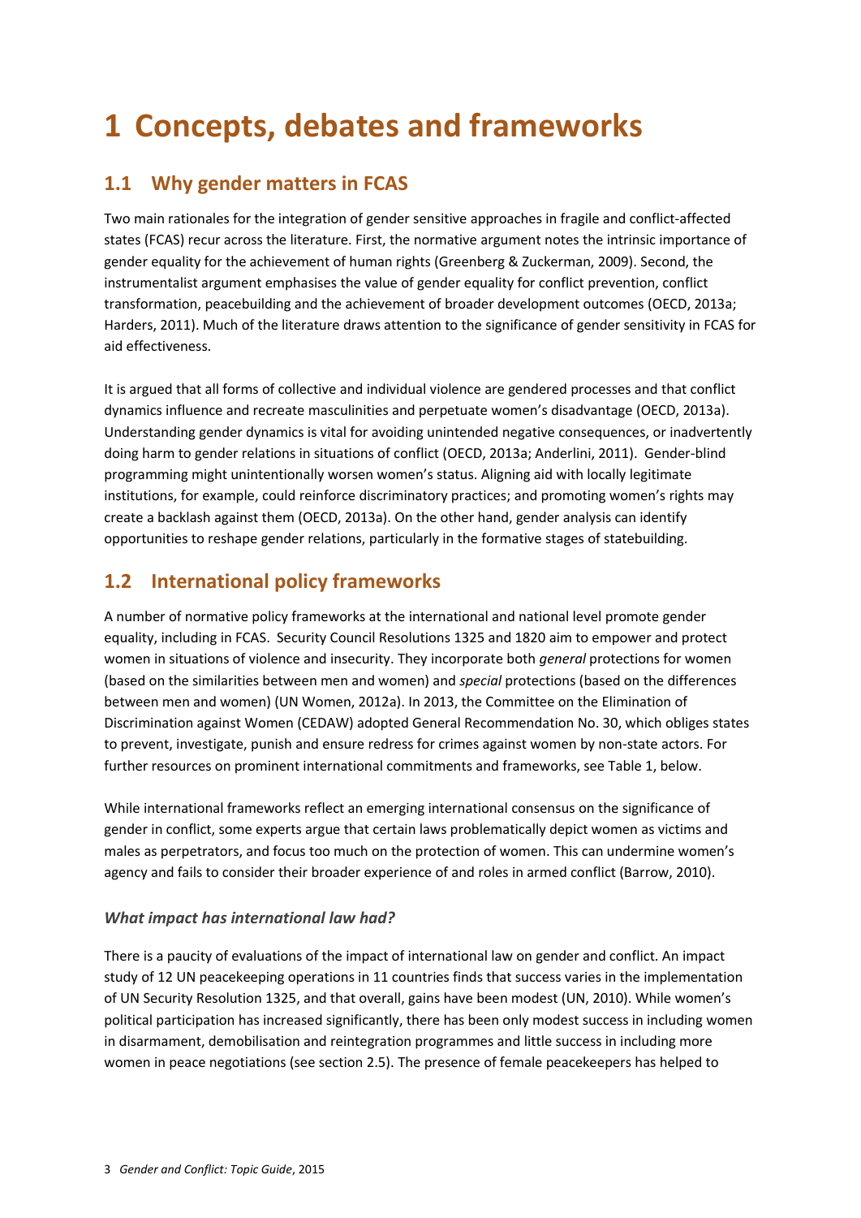# 1 Concepts, debates and frameworks

## 1.1 Why gender matters in FCAS

Two main rationales for the integration of gender sensitive approaches in fragile and conflict-affected states (FCAS) recur across the literature. First, the normative argument notes the intrinsic importance of gender equality for the achievement of human rights (Greenberg & Zuckerman, 2009). Second, the instrumentalist argument emphasises the value of gender equality for conflict prevention, conflict transformation, peacebuilding and the achievement of broader development outcomes (OECD, 2013a; Harders, 2011). Much of the literature draws attention to the significance of gender sensitivity in FCAS for aid effectiveness.

It is argued that all forms of collective and individual violence are gendered processes and that conflict dynamics influence and recreate masculinities and perpetuate women's disadvantage (OECD, 2013a). Understanding gender dynamics is vital for avoiding unintended negative consequences, or inadvertently doing harm to gender relations in situations of conflict (OECD, 2013a; Anderlini, 2011). Gender-blind programming might unintentionally worsen women's status. Aligning aid with locally legitimate institutions, for example, could reinforce discriminatory practices; and promoting women's rights may create a backlash against them (OECD, 2013a). On the other hand, gender analysis can identify opportunities to reshape gender relations, particularly in the formative stages of statebuilding.

## 1.2 International policy frameworks

A number of normative policy frameworks at the international and national level promote gender equality, including in FCAS. Security Council Resolutions 1325 and 1820 aim to empower and protect women in situations of violence and insecurity. They incorporate both *general* protections for women (based on the similarities between men and women) and *special* protections (based on the differences between men and women) (UN Women, 2012a). In 2013, the Committee on the Elimination of Discrimination against Women (CEDAW) adopted General Recommendation No. 30, which obliges states to prevent, investigate, punish and ensure redress for crimes against women by non-state actors. For further resources on prominent international commitments and frameworks, see Table 1, below.

While international frameworks reflect an emerging international consensus on the significance of gender in conflict, some experts argue that certain laws problematically depict women as victims and males as perpetrators, and focus too much on the protection of women. This can undermine women's agency and fails to consider their broader experience of and roles in armed conflict (Barrow, 2010).

### *What impact has international law had?*

There is a paucity of evaluations of the impact of international law on gender and conflict. An impact study of 12 UN peacekeeping operations in 11 countries finds that success varies in the implementation of UN Security Resolution 1325, and that overall, gains have been modest (UN, 2010). While women's political participation has increased significantly, there has been only modest success in including women in disarmament, demobilisation and reintegration programmes and little success in including more women in peace negotiations (see section 2.5). The presence of female peacekeepers has helped to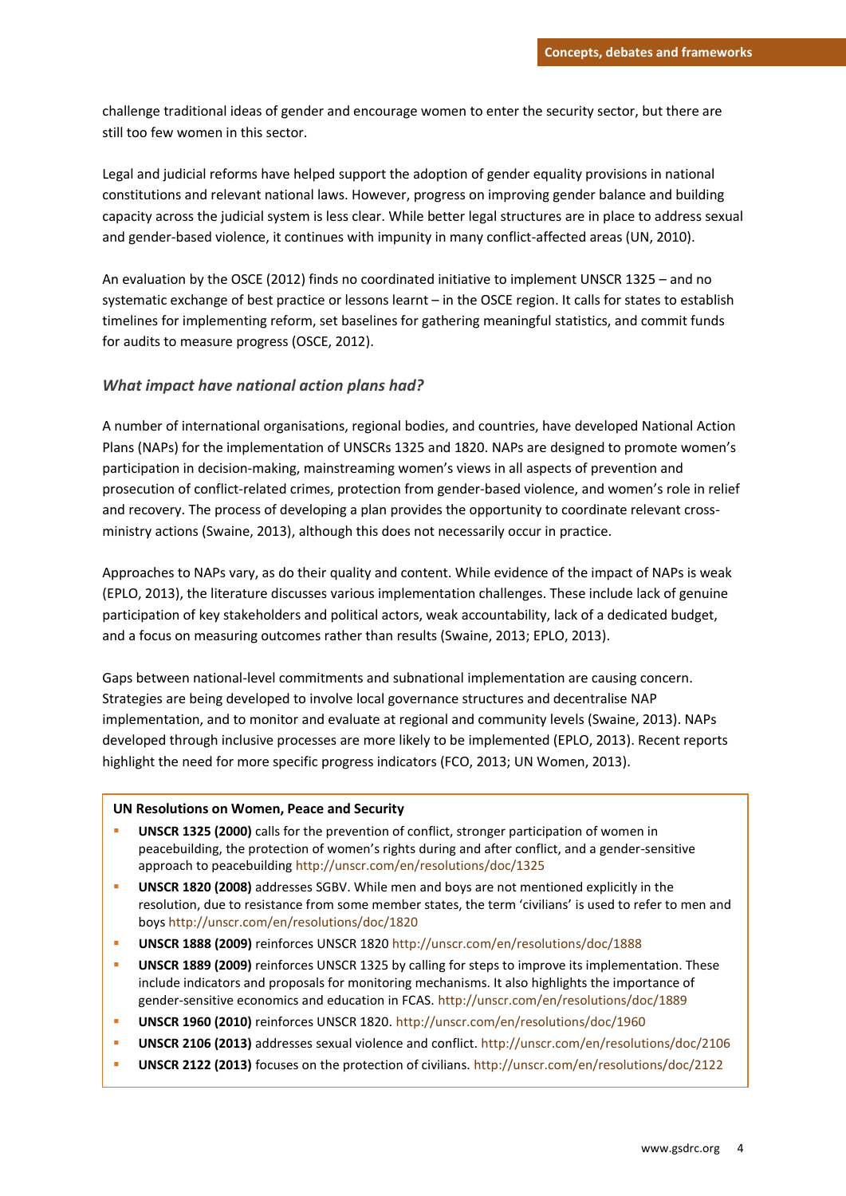challenge traditional ideas of gender and encourage women to enter the security sector, but there are still too few women in this sector.

Legal and judicial reforms have helped support the adoption of gender equality provisions in national constitutions and relevant national laws. However, progress on improving gender balance and building capacity across the judicial system is less clear. While better legal structures are in place to address sexual and gender-based violence, it continues with impunity in many conflict-affected areas (UN, 2010).

An evaluation by the OSCE (2012) finds no coordinated initiative to implement UNSCR 1325 – and no systematic exchange of best practice or lessons learnt – in the OSCE region. It calls for states to establish timelines for implementing reform, set baselines for gathering meaningful statistics, and commit funds for audits to measure progress (OSCE, 2012).

### *What impact have national action plans had?*

A number of international organisations, regional bodies, and countries, have developed National Action Plans (NAPs) for the implementation of UNSCRs 1325 and 1820. NAPs are designed to promote women's participation in decision-making, mainstreaming women's views in all aspects of prevention and prosecution of conflict-related crimes, protection from gender-based violence, and women's role in relief and recovery. The process of developing a plan provides the opportunity to coordinate relevant cross-ministry actions (Swaine, 2013), although this does not necessarily occur in practice.

Approaches to NAPs vary, as do their quality and content. While evidence of the impact of NAPs is weak (EPLO, 2013), the literature discusses various implementation challenges. These include lack of genuine participation of key stakeholders and political actors, weak accountability, lack of a dedicated budget, and a focus on measuring outcomes rather than results (Swaine, 2013; EPLO, 2013).

Gaps between national-level commitments and subnational implementation are causing concern. Strategies are being developed to involve local governance structures and decentralise NAP implementation, and to monitor and evaluate at regional and community levels (Swaine, 2013). NAPs developed through inclusive processes are more likely to be implemented (EPLO, 2013). Recent reports highlight the need for more specific progress indicators (FCO, 2013; UN Women, 2013).

**UN Resolutions on Women, Peace and Security**

- **UNSCR 1325 (2000)** calls for the prevention of conflict, stronger participation of women in peacebuilding, the protection of women's rights during and after conflict, and a gender-sensitive approach to peacebuilding http://unscr.com/en/resolutions/doc/1325
- **UNSCR 1820 (2008)** addresses SGBV. While men and boys are not mentioned explicitly in the resolution, due to resistance from some member states, the term 'civilians' is used to refer to men and boys http://unscr.com/en/resolutions/doc/1820
- **UNSCR 1888 (2009)** reinforces UNSCR 1820 http://unscr.com/en/resolutions/doc/1888
- **UNSCR 1889 (2009)** reinforces UNSCR 1325 by calling for steps to improve its implementation. These include indicators and proposals for monitoring mechanisms. It also highlights the importance of gender-sensitive economics and education in FCAS. http://unscr.com/en/resolutions/doc/1889
- **UNSCR 1960 (2010)** reinforces UNSCR 1820. http://unscr.com/en/resolutions/doc/1960
- **UNSCR 2106 (2013)** addresses sexual violence and conflict. http://unscr.com/en/resolutions/doc/2106
- **UNSCR 2122 (2013)** focuses on the protection of civilians. http://unscr.com/en/resolutions/doc/2122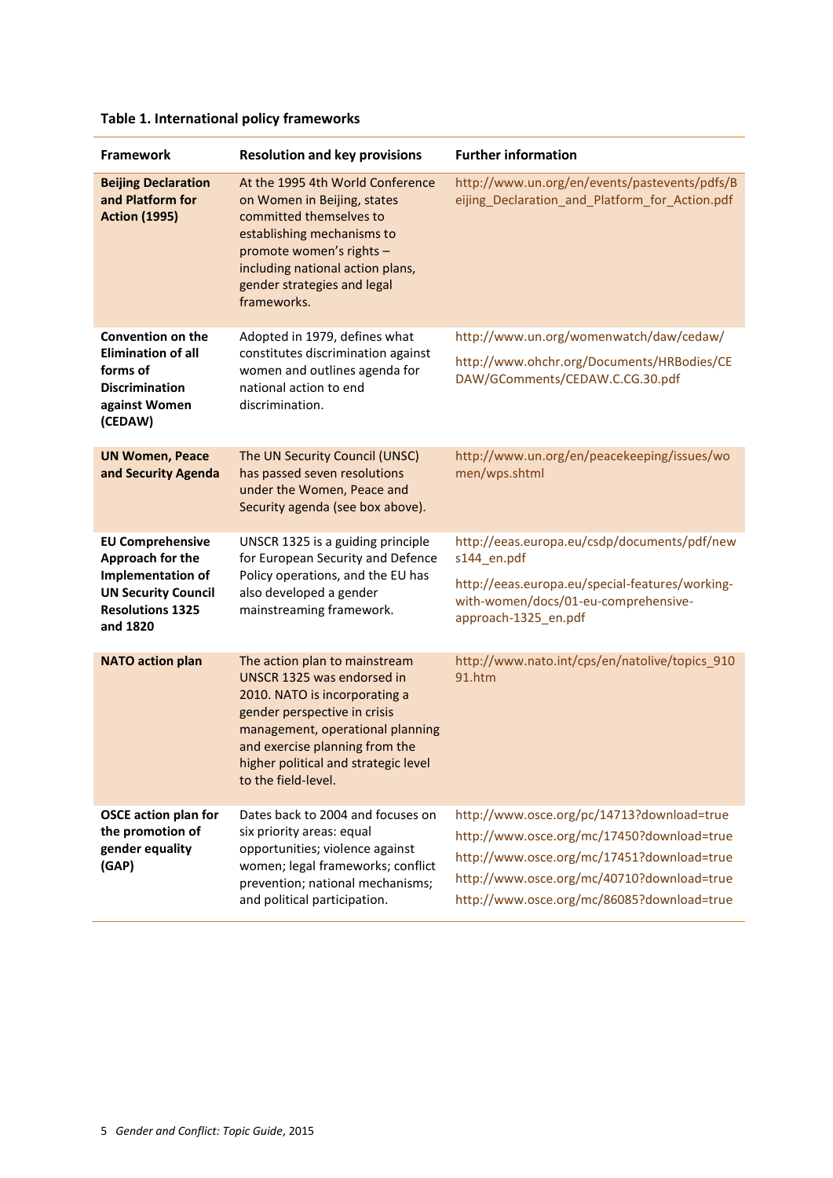**Table 1. International policy frameworks**

| Framework | Resolution and key provisions | Further information |
|---|---|---|
| **Beijing Declaration and Platform for Action (1995)** | At the 1995 4th World Conference on Women in Beijing, states committed themselves to establishing mechanisms to promote women's rights – including national action plans, gender strategies and legal frameworks. | http://www.un.org/en/events/pastevents/pdfs/Beijing_Declaration_and_Platform_for_Action.pdf |
| **Convention on the Elimination of all forms of Discrimination against Women (CEDAW)** | Adopted in 1979, defines what constitutes discrimination against women and outlines agenda for national action to end discrimination. | http://www.un.org/womenwatch/daw/cedaw/ http://www.ohchr.org/Documents/HRBodies/CEDAW/GComments/CEDAW.C.CG.30.pdf |
| **UN Women, Peace and Security Agenda** | The UN Security Council (UNSC) has passed seven resolutions under the Women, Peace and Security agenda (see box above). | http://www.un.org/en/peacekeeping/issues/women/wps.shtml |
| **EU Comprehensive Approach for the Implementation of the UN Security Council Resolutions 1325 and 1820** | UNSCR 1325 is a guiding principle for European Security and Defence Policy operations, and the EU has also developed a gender mainstreaming framework. | http://eeas.europa.eu/csdp/documents/pdf/news144_en.pdf http://eeas.europa.eu/special-features/working-with-women/docs/01-eu-comprehensive-approach-1325_en.pdf |
| **NATO action plan** | The action plan to mainstream UNSCR 1325 was endorsed in 2010. NATO is incorporating a gender perspective in crisis management, operational planning and exercise planning from the higher political and strategic level to the field-level. | http://www.nato.int/cps/en/natolive/topics_91091.htm |
| **OSCE action plan for the promotion of gender equality (GAP)** | Dates back to 2004 and focuses on six priority areas: equal opportunities; violence against women; legal frameworks; conflict prevention; national mechanisms; and political participation. | http://www.osce.org/pc/14713?download=true http://www.osce.org/mc/17450?download=true http://www.osce.org/mc/17451?download=true http://www.osce.org/mc/40710?download=true http://www.osce.org/mc/86085?download=true |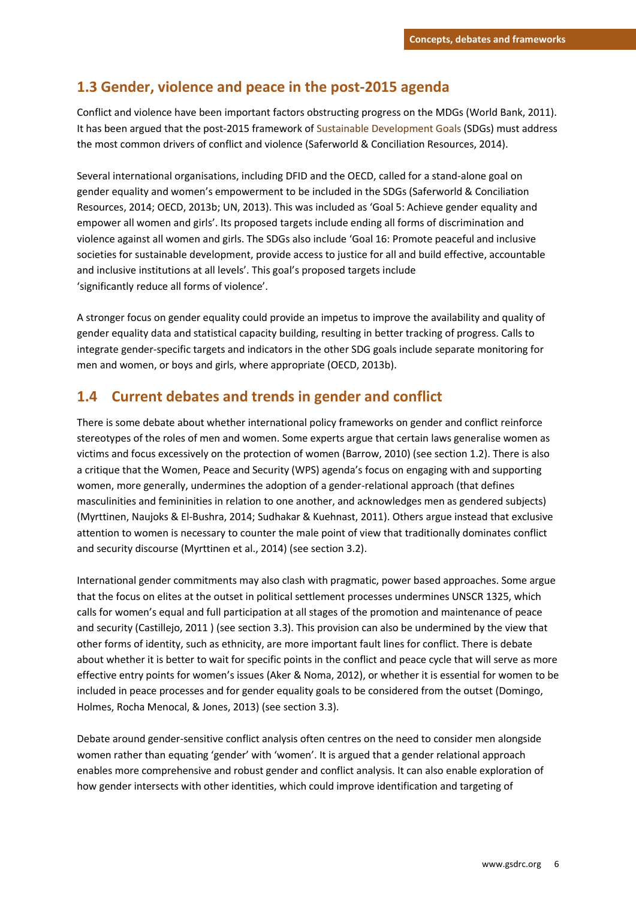## 1.3 Gender, violence and peace in the post-2015 agenda

Conflict and violence have been important factors obstructing progress on the MDGs (World Bank, 2011). It has been argued that the post-2015 framework of Sustainable Development Goals (SDGs) must address the most common drivers of conflict and violence (Saferworld & Conciliation Resources, 2014).

Several international organisations, including DFID and the OECD, called for a stand-alone goal on gender equality and women's empowerment to be included in the SDGs (Saferworld & Conciliation Resources, 2014; OECD, 2013b; UN, 2013). This was included as 'Goal 5: Achieve gender equality and empower all women and girls'. Its proposed targets include ending all forms of discrimination and violence against all women and girls. The SDGs also include 'Goal 16: Promote peaceful and inclusive societies for sustainable development, provide access to justice for all and build effective, accountable and inclusive institutions at all levels'. This goal's proposed targets include 'significantly reduce all forms of violence'.

A stronger focus on gender equality could provide an impetus to improve the availability and quality of gender equality data and statistical capacity building, resulting in better tracking of progress. Calls to integrate gender-specific targets and indicators in the other SDG goals include separate monitoring for men and women, or boys and girls, where appropriate (OECD, 2013b).

## 1.4 Current debates and trends in gender and conflict

There is some debate about whether international policy frameworks on gender and conflict reinforce stereotypes of the roles of men and women. Some experts argue that certain laws generalise women as victims and focus excessively on the protection of women (Barrow, 2010) (see section 1.2). There is also a critique that the Women, Peace and Security (WPS) agenda's focus on engaging with and supporting women, more generally, undermines the adoption of a gender-relational approach (that defines masculinities and femininities in relation to one another, and acknowledges men as gendered subjects) (Myrttinen, Naujoks & El-Bushra, 2014; Sudhakar & Kuehnast, 2011). Others argue instead that exclusive attention to women is necessary to counter the male point of view that traditionally dominates conflict and security discourse (Myrttinen et al., 2014) (see section 3.2).

International gender commitments may also clash with pragmatic, power based approaches. Some argue that the focus on elites at the outset in political settlement processes undermines UNSCR 1325, which calls for women's equal and full participation at all stages of the promotion and maintenance of peace and security (Castillejo, 2011 ) (see section 3.3). This provision can also be undermined by the view that other forms of identity, such as ethnicity, are more important fault lines for conflict. There is debate about whether it is better to wait for specific points in the conflict and peace cycle that will serve as more effective entry points for women's issues (Aker & Noma, 2012), or whether it is essential for women to be included in peace processes and for gender equality goals to be considered from the outset (Domingo, Holmes, Rocha Menocal, & Jones, 2013) (see section 3.3).

Debate around gender-sensitive conflict analysis often centres on the need to consider men alongside women rather than equating 'gender' with 'women'. It is argued that a gender relational approach enables more comprehensive and robust gender and conflict analysis. It can also enable exploration of how gender intersects with other identities, which could improve identification and targeting of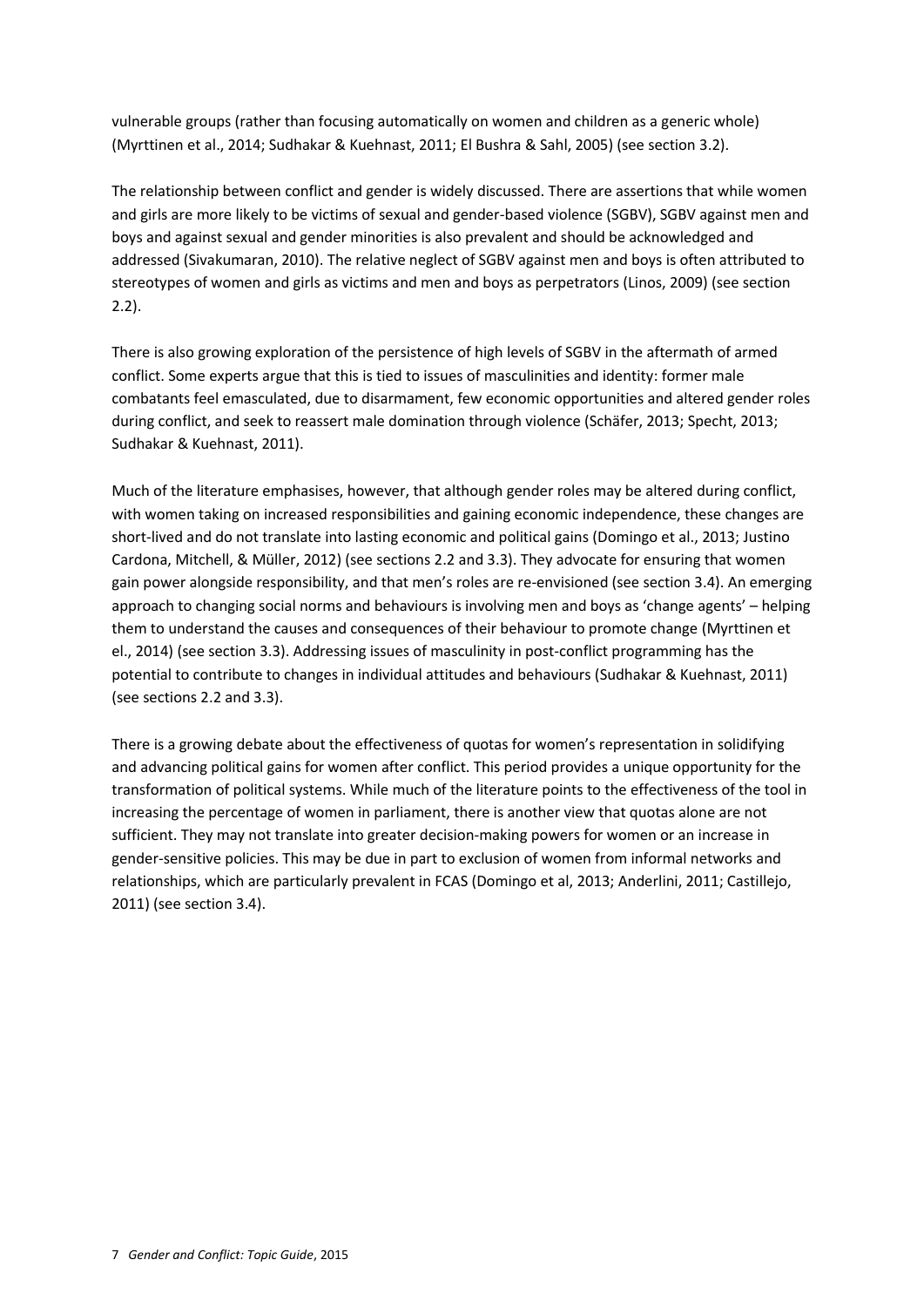vulnerable groups (rather than focusing automatically on women and children as a generic whole) (Myrttinen et al., 2014; Sudhakar & Kuehnast, 2011; El Bushra & Sahl, 2005) (see section 3.2).

The relationship between conflict and gender is widely discussed. There are assertions that while women and girls are more likely to be victims of sexual and gender-based violence (SGBV), SGBV against men and boys and against sexual and gender minorities is also prevalent and should be acknowledged and addressed (Sivakumaran, 2010). The relative neglect of SGBV against men and boys is often attributed to stereotypes of women and girls as victims and men and boys as perpetrators (Linos, 2009) (see section 2.2).

There is also growing exploration of the persistence of high levels of SGBV in the aftermath of armed conflict. Some experts argue that this is tied to issues of masculinities and identity: former male combatants feel emasculated, due to disarmament, few economic opportunities and altered gender roles during conflict, and seek to reassert male domination through violence (Schäfer, 2013; Specht, 2013; Sudhakar & Kuehnast, 2011).

Much of the literature emphasises, however, that although gender roles may be altered during conflict, with women taking on increased responsibilities and gaining economic independence, these changes are short-lived and do not translate into lasting economic and political gains (Domingo et al., 2013; Justino Cardona, Mitchell, & Müller, 2012) (see sections 2.2 and 3.3). They advocate for ensuring that women gain power alongside responsibility, and that men's roles are re-envisioned (see section 3.4). An emerging approach to changing social norms and behaviours is involving men and boys as 'change agents' – helping them to understand the causes and consequences of their behaviour to promote change (Myrttinen et el., 2014) (see section 3.3). Addressing issues of masculinity in post-conflict programming has the potential to contribute to changes in individual attitudes and behaviours (Sudhakar & Kuehnast, 2011) (see sections 2.2 and 3.3).

There is a growing debate about the effectiveness of quotas for women's representation in solidifying and advancing political gains for women after conflict. This period provides a unique opportunity for the transformation of political systems. While much of the literature points to the effectiveness of the tool in increasing the percentage of women in parliament, there is another view that quotas alone are not sufficient. They may not translate into greater decision-making powers for women or an increase in gender-sensitive policies. This may be due in part to exclusion of women from informal networks and relationships, which are particularly prevalent in FCAS (Domingo et al, 2013; Anderlini, 2011; Castillejo, 2011) (see section 3.4).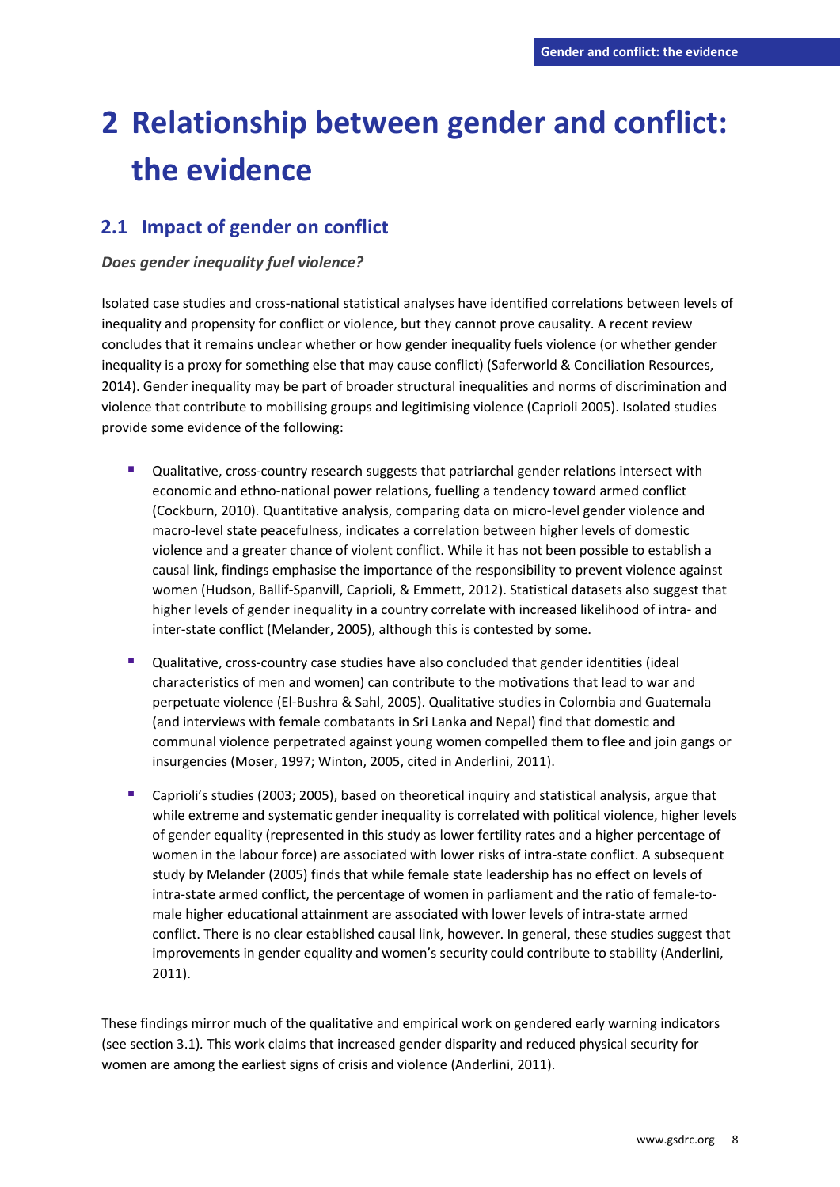# 2 Relationship between gender and conflict: the evidence

## 2.1 Impact of gender on conflict

***Does gender inequality fuel violence?***

Isolated case studies and cross-national statistical analyses have identified correlations between levels of inequality and propensity for conflict or violence, but they cannot prove causality. A recent review concludes that it remains unclear whether or how gender inequality fuels violence (or whether gender inequality is a proxy for something else that may cause conflict) (Saferworld & Conciliation Resources, 2014). Gender inequality may be part of broader structural inequalities and norms of discrimination and violence that contribute to mobilising groups and legitimising violence (Caprioli 2005). Isolated studies provide some evidence of the following:

- Qualitative, cross-country research suggests that patriarchal gender relations intersect with economic and ethno-national power relations, fuelling a tendency toward armed conflict (Cockburn, 2010). Quantitative analysis, comparing data on micro-level gender violence and macro-level state peacefulness, indicates a correlation between higher levels of domestic violence and a greater chance of violent conflict. While it has not been possible to establish a causal link, findings emphasise the importance of the responsibility to prevent violence against women (Hudson, Ballif-Spanvill, Caprioli, & Emmett, 2012). Statistical datasets also suggest that higher levels of gender inequality in a country correlate with increased likelihood of intra- and inter-state conflict (Melander, 2005), although this is contested by some.
- Qualitative, cross-country case studies have also concluded that gender identities (ideal characteristics of men and women) can contribute to the motivations that lead to war and perpetuate violence (El-Bushra & Sahl, 2005). Qualitative studies in Colombia and Guatemala (and interviews with female combatants in Sri Lanka and Nepal) find that domestic and communal violence perpetrated against young women compelled them to flee and join gangs or insurgencies (Moser, 1997; Winton, 2005, cited in Anderlini, 2011).
- Caprioli's studies (2003; 2005), based on theoretical inquiry and statistical analysis, argue that while extreme and systematic gender inequality is correlated with political violence, higher levels of gender equality (represented in this study as lower fertility rates and a higher percentage of women in the labour force) are associated with lower risks of intra-state conflict. A subsequent study by Melander (2005) finds that while female state leadership has no effect on levels of intra-state armed conflict, the percentage of women in parliament and the ratio of female-to-male higher educational attainment are associated with lower levels of intra-state armed conflict. There is no clear established causal link, however. In general, these studies suggest that improvements in gender equality and women's security could contribute to stability (Anderlini, 2011).

These findings mirror much of the qualitative and empirical work on gendered early warning indicators (see section 3.1). This work claims that increased gender disparity and reduced physical security for women are among the earliest signs of crisis and violence (Anderlini, 2011).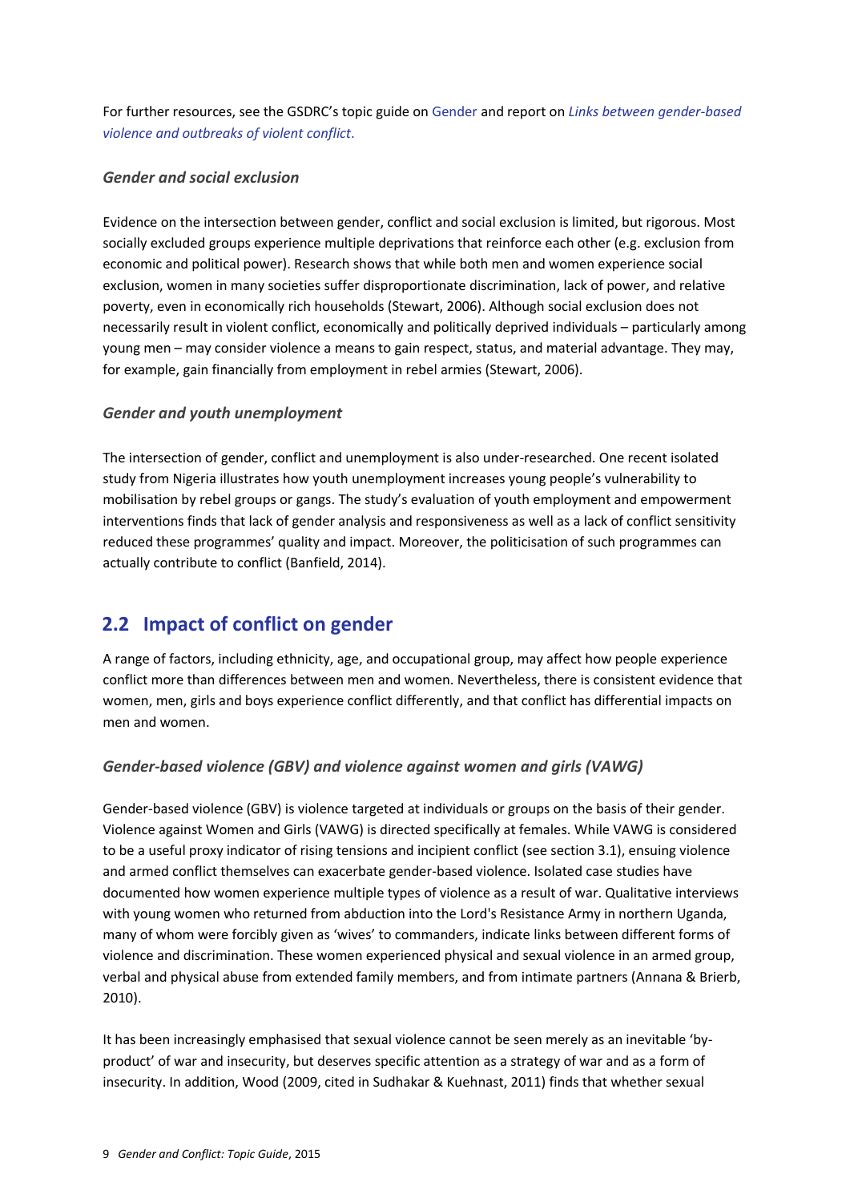For further resources, see the GSDRC's topic guide on Gender and report on *Links between gender-based violence and outbreaks of violent conflict*.

### *Gender and social exclusion*

Evidence on the intersection between gender, conflict and social exclusion is limited, but rigorous. Most socially excluded groups experience multiple deprivations that reinforce each other (e.g. exclusion from economic and political power). Research shows that while both men and women experience social exclusion, women in many societies suffer disproportionate discrimination, lack of power, and relative poverty, even in economically rich households (Stewart, 2006). Although social exclusion does not necessarily result in violent conflict, economically and politically deprived individuals – particularly among young men – may consider violence a means to gain respect, status, and material advantage. They may, for example, gain financially from employment in rebel armies (Stewart, 2006).

### *Gender and youth unemployment*

The intersection of gender, conflict and unemployment is also under-researched. One recent isolated study from Nigeria illustrates how youth unemployment increases young people's vulnerability to mobilisation by rebel groups or gangs. The study's evaluation of youth employment and empowerment interventions finds that lack of gender analysis and responsiveness as well as a lack of conflict sensitivity reduced these programmes' quality and impact. Moreover, the politicisation of such programmes can actually contribute to conflict (Banfield, 2014).

## 2.2 Impact of conflict on gender

A range of factors, including ethnicity, age, and occupational group, may affect how people experience conflict more than differences between men and women. Nevertheless, there is consistent evidence that women, men, girls and boys experience conflict differently, and that conflict has differential impacts on men and women.

### *Gender-based violence (GBV) and violence against women and girls (VAWG)*

Gender-based violence (GBV) is violence targeted at individuals or groups on the basis of their gender. Violence against Women and Girls (VAWG) is directed specifically at females. While VAWG is considered to be a useful proxy indicator of rising tensions and incipient conflict (see section 3.1), ensuing violence and armed conflict themselves can exacerbate gender-based violence. Isolated case studies have documented how women experience multiple types of violence as a result of war. Qualitative interviews with young women who returned from abduction into the Lord's Resistance Army in northern Uganda, many of whom were forcibly given as 'wives' to commanders, indicate links between different forms of violence and discrimination. These women experienced physical and sexual violence in an armed group, verbal and physical abuse from extended family members, and from intimate partners (Annana & Brierb, 2010).

It has been increasingly emphasised that sexual violence cannot be seen merely as an inevitable 'by-product' of war and insecurity, but deserves specific attention as a strategy of war and as a form of insecurity. In addition, Wood (2009, cited in Sudhakar & Kuehnast, 2011) finds that whether sexual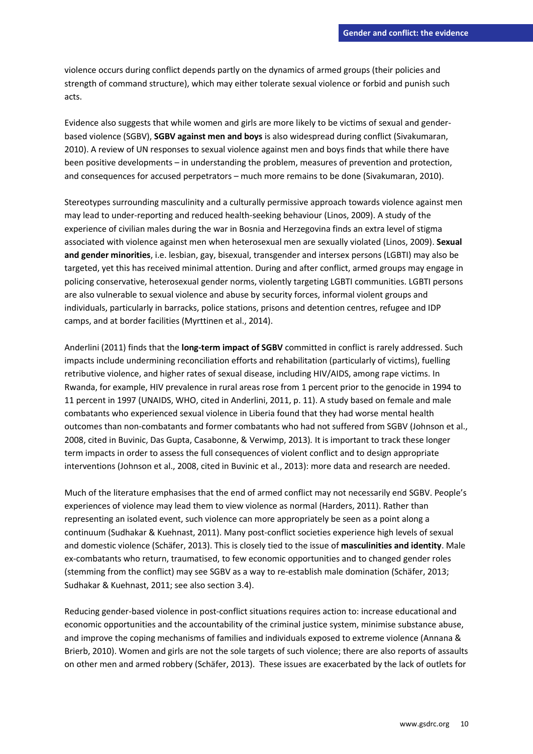violence occurs during conflict depends partly on the dynamics of armed groups (their policies and strength of command structure), which may either tolerate sexual violence or forbid and punish such acts.

Evidence also suggests that while women and girls are more likely to be victims of sexual and gender-based violence (SGBV), **SGBV against men and boys** is also widespread during conflict (Sivakumaran, 2010). A review of UN responses to sexual violence against men and boys finds that while there have been positive developments – in understanding the problem, measures of prevention and protection, and consequences for accused perpetrators – much more remains to be done (Sivakumaran, 2010).

Stereotypes surrounding masculinity and a culturally permissive approach towards violence against men may lead to under-reporting and reduced health-seeking behaviour (Linos, 2009). A study of the experience of civilian males during the war in Bosnia and Herzegovina finds an extra level of stigma associated with violence against men when heterosexual men are sexually violated (Linos, 2009). **Sexual and gender minorities**, i.e. lesbian, gay, bisexual, transgender and intersex persons (LGBTI) may also be targeted, yet this has received minimal attention. During and after conflict, armed groups may engage in policing conservative, heterosexual gender norms, violently targeting LGBTI communities. LGBTI persons are also vulnerable to sexual violence and abuse by security forces, informal violent groups and individuals, particularly in barracks, police stations, prisons and detention centres, refugee and IDP camps, and at border facilities (Myrttinen et al., 2014).

Anderlini (2011) finds that the **long-term impact of SGBV** committed in conflict is rarely addressed. Such impacts include undermining reconciliation efforts and rehabilitation (particularly of victims), fuelling retributive violence, and higher rates of sexual disease, including HIV/AIDS, among rape victims. In Rwanda, for example, HIV prevalence in rural areas rose from 1 percent prior to the genocide in 1994 to 11 percent in 1997 (UNAIDS, WHO, cited in Anderlini, 2011, p. 11). A study based on female and male combatants who experienced sexual violence in Liberia found that they had worse mental health outcomes than non-combatants and former combatants who had not suffered from SGBV (Johnson et al., 2008, cited in Buvinic, Das Gupta, Casabonne, & Verwimp, 2013). It is important to track these longer term impacts in order to assess the full consequences of violent conflict and to design appropriate interventions (Johnson et al., 2008, cited in Buvinic et al., 2013): more data and research are needed.

Much of the literature emphasises that the end of armed conflict may not necessarily end SGBV. People's experiences of violence may lead them to view violence as normal (Harders, 2011). Rather than representing an isolated event, such violence can more appropriately be seen as a point along a continuum (Sudhakar & Kuehnast, 2011). Many post-conflict societies experience high levels of sexual and domestic violence (Schäfer, 2013). This is closely tied to the issue of **masculinities and identity**. Male ex-combatants who return, traumatised, to few economic opportunities and to changed gender roles (stemming from the conflict) may see SGBV as a way to re-establish male domination (Schäfer, 2013; Sudhakar & Kuehnast, 2011; see also section 3.4).

Reducing gender-based violence in post-conflict situations requires action to: increase educational and economic opportunities and the accountability of the criminal justice system, minimise substance abuse, and improve the coping mechanisms of families and individuals exposed to extreme violence (Annana & Brierb, 2010). Women and girls are not the sole targets of such violence; there are also reports of assaults on other men and armed robbery (Schäfer, 2013). These issues are exacerbated by the lack of outlets for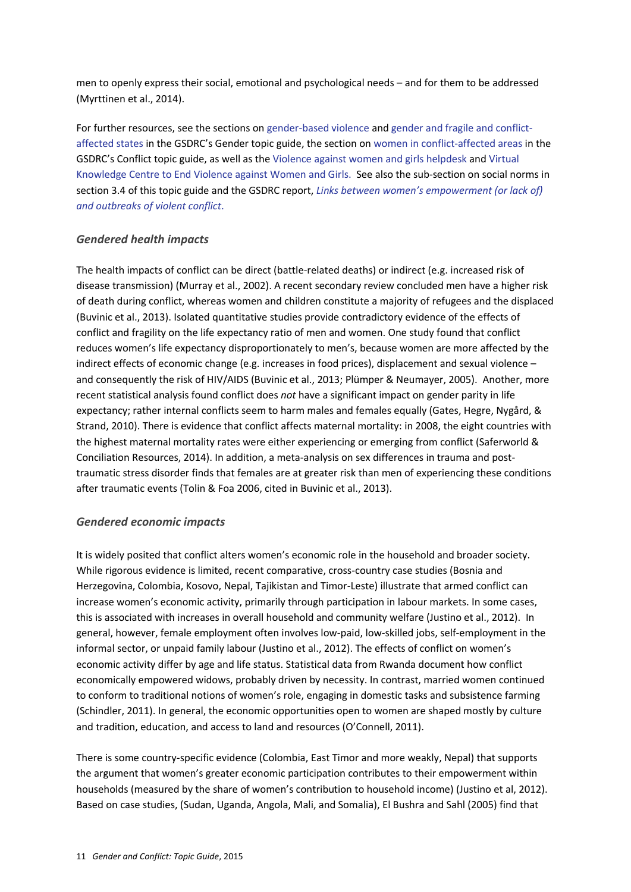men to openly express their social, emotional and psychological needs – and for them to be addressed (Myrttinen et al., 2014).

For further resources, see the sections on gender-based violence and gender and fragile and conflict-affected states in the GSDRC's Gender topic guide, the section on women in conflict-affected areas in the GSDRC's Conflict topic guide, as well as the Violence against women and girls helpdesk and Virtual Knowledge Centre to End Violence against Women and Girls. See also the sub-section on social norms in section 3.4 of this topic guide and the GSDRC report, *Links between women's empowerment (or lack of) and outbreaks of violent conflict*.

### *Gendered health impacts*

The health impacts of conflict can be direct (battle-related deaths) or indirect (e.g. increased risk of disease transmission) (Murray et al., 2002). A recent secondary review concluded men have a higher risk of death during conflict, whereas women and children constitute a majority of refugees and the displaced (Buvinic et al., 2013). Isolated quantitative studies provide contradictory evidence of the effects of conflict and fragility on the life expectancy ratio of men and women. One study found that conflict reduces women's life expectancy disproportionately to men's, because women are more affected by the indirect effects of economic change (e.g. increases in food prices), displacement and sexual violence – and consequently the risk of HIV/AIDS (Buvinic et al., 2013; Plümper & Neumayer, 2005). Another, more recent statistical analysis found conflict does *not* have a significant impact on gender parity in life expectancy; rather internal conflicts seem to harm males and females equally (Gates, Hegre, Nygård, & Strand, 2010). There is evidence that conflict affects maternal mortality: in 2008, the eight countries with the highest maternal mortality rates were either experiencing or emerging from conflict (Saferworld & Conciliation Resources, 2014). In addition, a meta-analysis on sex differences in trauma and post-traumatic stress disorder finds that females are at greater risk than men of experiencing these conditions after traumatic events (Tolin & Foa 2006, cited in Buvinic et al., 2013).

### *Gendered economic impacts*

It is widely posited that conflict alters women's economic role in the household and broader society. While rigorous evidence is limited, recent comparative, cross-country case studies (Bosnia and Herzegovina, Colombia, Kosovo, Nepal, Tajikistan and Timor-Leste) illustrate that armed conflict can increase women's economic activity, primarily through participation in labour markets. In some cases, this is associated with increases in overall household and community welfare (Justino et al., 2012). In general, however, female employment often involves low-paid, low-skilled jobs, self-employment in the informal sector, or unpaid family labour (Justino et al., 2012). The effects of conflict on women's economic activity differ by age and life status. Statistical data from Rwanda document how conflict economically empowered widows, probably driven by necessity. In contrast, married women continued to conform to traditional notions of women's role, engaging in domestic tasks and subsistence farming (Schindler, 2011). In general, the economic opportunities open to women are shaped mostly by culture and tradition, education, and access to land and resources (O'Connell, 2011).

There is some country-specific evidence (Colombia, East Timor and more weakly, Nepal) that supports the argument that women's greater economic participation contributes to their empowerment within households (measured by the share of women's contribution to household income) (Justino et al, 2012). Based on case studies, (Sudan, Uganda, Angola, Mali, and Somalia), El Bushra and Sahl (2005) find that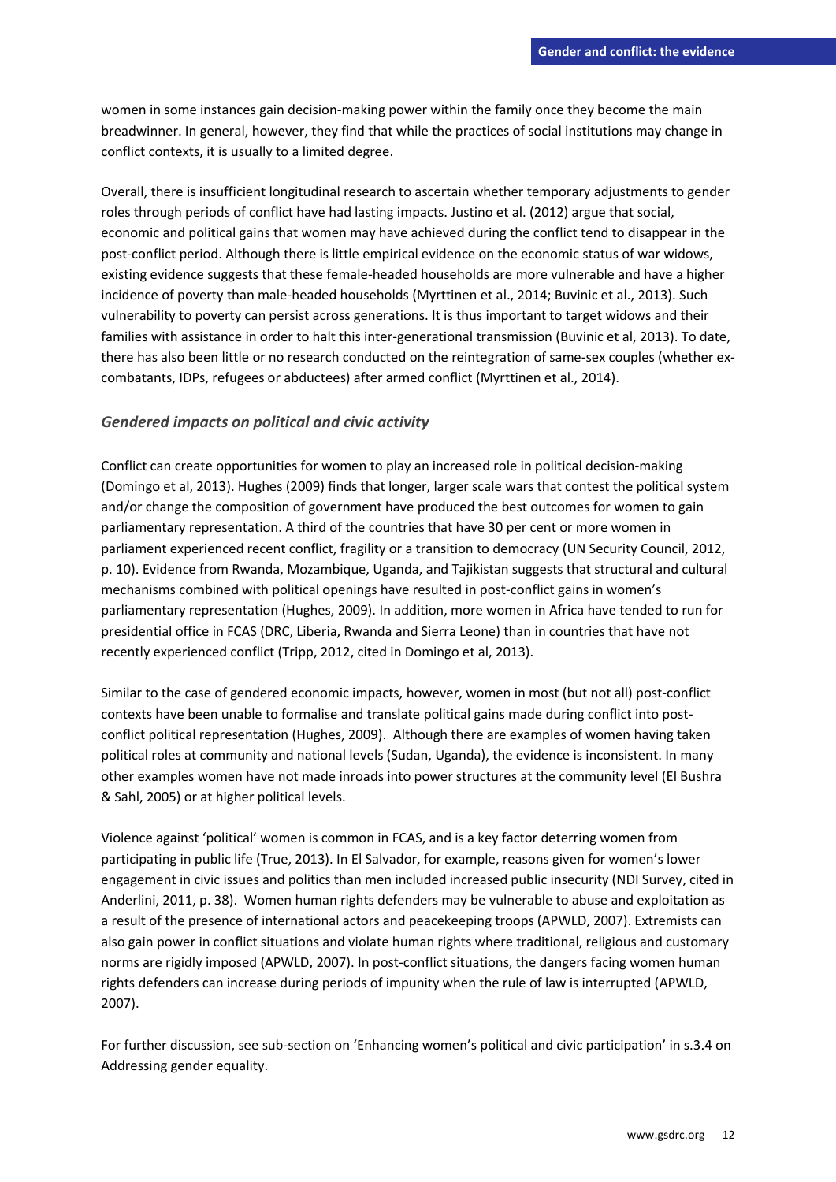women in some instances gain decision-making power within the family once they become the main breadwinner. In general, however, they find that while the practices of social institutions may change in conflict contexts, it is usually to a limited degree.

Overall, there is insufficient longitudinal research to ascertain whether temporary adjustments to gender roles through periods of conflict have had lasting impacts. Justino et al. (2012) argue that social, economic and political gains that women may have achieved during the conflict tend to disappear in the post-conflict period. Although there is little empirical evidence on the economic status of war widows, existing evidence suggests that these female-headed households are more vulnerable and have a higher incidence of poverty than male-headed households (Myrttinen et al., 2014; Buvinic et al., 2013). Such vulnerability to poverty can persist across generations. It is thus important to target widows and their families with assistance in order to halt this inter-generational transmission (Buvinic et al, 2013). To date, there has also been little or no research conducted on the reintegration of same-sex couples (whether ex-combatants, IDPs, refugees or abductees) after armed conflict (Myrttinen et al., 2014).

### *Gendered impacts on political and civic activity*

Conflict can create opportunities for women to play an increased role in political decision-making (Domingo et al, 2013). Hughes (2009) finds that longer, larger scale wars that contest the political system and/or change the composition of government have produced the best outcomes for women to gain parliamentary representation. A third of the countries that have 30 per cent or more women in parliament experienced recent conflict, fragility or a transition to democracy (UN Security Council, 2012, p. 10). Evidence from Rwanda, Mozambique, Uganda, and Tajikistan suggests that structural and cultural mechanisms combined with political openings have resulted in post-conflict gains in women's parliamentary representation (Hughes, 2009). In addition, more women in Africa have tended to run for presidential office in FCAS (DRC, Liberia, Rwanda and Sierra Leone) than in countries that have not recently experienced conflict (Tripp, 2012, cited in Domingo et al, 2013).

Similar to the case of gendered economic impacts, however, women in most (but not all) post-conflict contexts have been unable to formalise and translate political gains made during conflict into post-conflict political representation (Hughes, 2009). Although there are examples of women having taken political roles at community and national levels (Sudan, Uganda), the evidence is inconsistent. In many other examples women have not made inroads into power structures at the community level (El Bushra & Sahl, 2005) or at higher political levels.

Violence against 'political' women is common in FCAS, and is a key factor deterring women from participating in public life (True, 2013). In El Salvador, for example, reasons given for women's lower engagement in civic issues and politics than men included increased public insecurity (NDI Survey, cited in Anderlini, 2011, p. 38). Women human rights defenders may be vulnerable to abuse and exploitation as a result of the presence of international actors and peacekeeping troops (APWLD, 2007). Extremists can also gain power in conflict situations and violate human rights where traditional, religious and customary norms are rigidly imposed (APWLD, 2007). In post-conflict situations, the dangers facing women human rights defenders can increase during periods of impunity when the rule of law is interrupted (APWLD, 2007).

For further discussion, see sub-section on 'Enhancing women's political and civic participation' in s.3.4 on Addressing gender equality.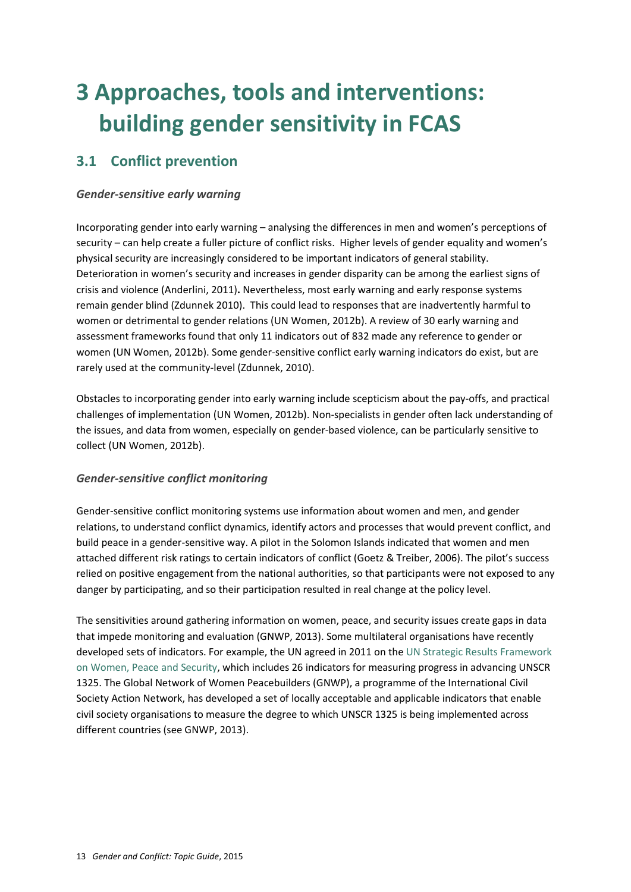# 3 Approaches, tools and interventions: building gender sensitivity in FCAS

## 3.1 Conflict prevention

### *Gender-sensitive early warning*

Incorporating gender into early warning – analysing the differences in men and women's perceptions of security – can help create a fuller picture of conflict risks. Higher levels of gender equality and women's physical security are increasingly considered to be important indicators of general stability. Deterioration in women's security and increases in gender disparity can be among the earliest signs of crisis and violence (Anderlini, 2011). Nevertheless, most early warning and early response systems remain gender blind (Zdunnek 2010). This could lead to responses that are inadvertently harmful to women or detrimental to gender relations (UN Women, 2012b). A review of 30 early warning and assessment frameworks found that only 11 indicators out of 832 made any reference to gender or women (UN Women, 2012b). Some gender-sensitive conflict early warning indicators do exist, but are rarely used at the community-level (Zdunnek, 2010).

Obstacles to incorporating gender into early warning include scepticism about the pay-offs, and practical challenges of implementation (UN Women, 2012b). Non-specialists in gender often lack understanding of the issues, and data from women, especially on gender-based violence, can be particularly sensitive to collect (UN Women, 2012b).

### *Gender-sensitive conflict monitoring*

Gender-sensitive conflict monitoring systems use information about women and men, and gender relations, to understand conflict dynamics, identify actors and processes that would prevent conflict, and build peace in a gender-sensitive way. A pilot in the Solomon Islands indicated that women and men attached different risk ratings to certain indicators of conflict (Goetz & Treiber, 2006). The pilot's success relied on positive engagement from the national authorities, so that participants were not exposed to any danger by participating, and so their participation resulted in real change at the policy level.

The sensitivities around gathering information on women, peace, and security issues create gaps in data that impede monitoring and evaluation (GNWP, 2013). Some multilateral organisations have recently developed sets of indicators. For example, the UN agreed in 2011 on the UN Strategic Results Framework on Women, Peace and Security, which includes 26 indicators for measuring progress in advancing UNSCR 1325. The Global Network of Women Peacebuilders (GNWP), a programme of the International Civil Society Action Network, has developed a set of locally acceptable and applicable indicators that enable civil society organisations to measure the degree to which UNSCR 1325 is being implemented across different countries (see GNWP, 2013).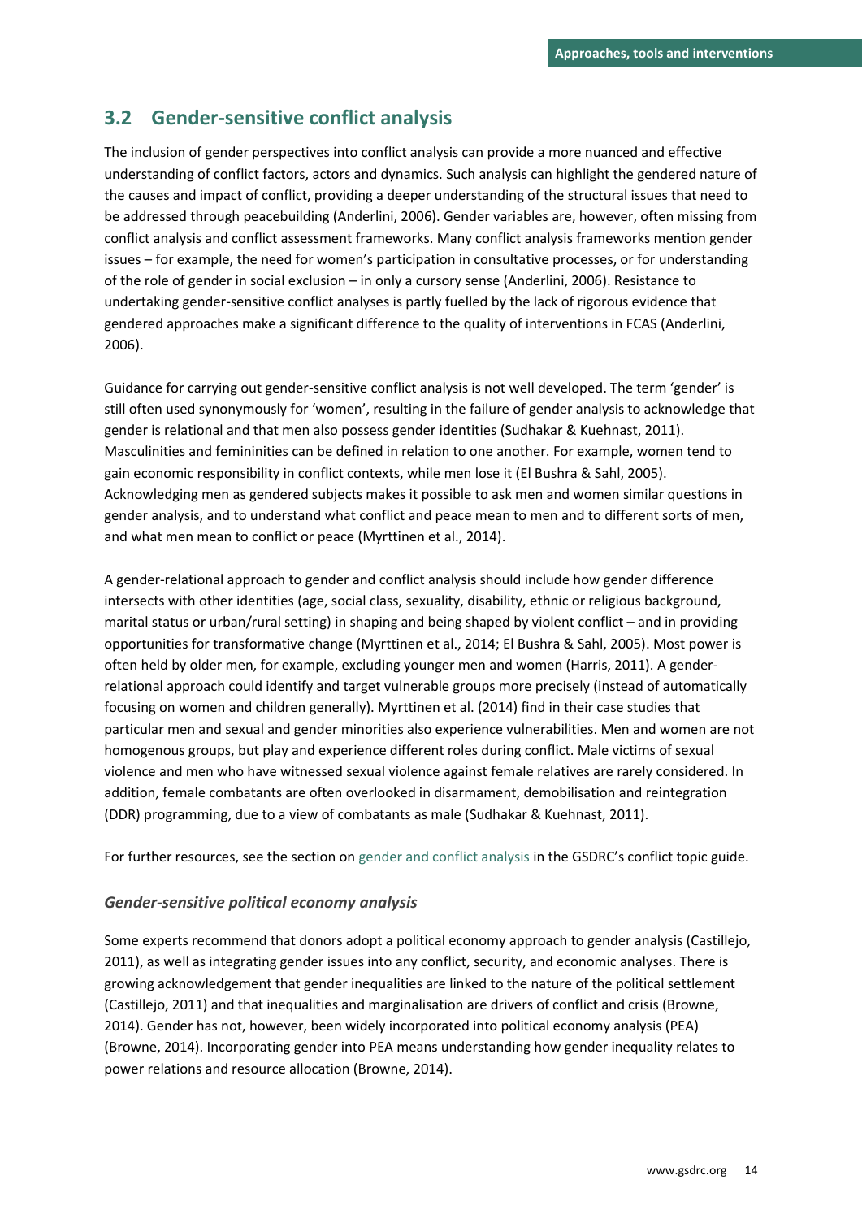## 3.2 Gender-sensitive conflict analysis

The inclusion of gender perspectives into conflict analysis can provide a more nuanced and effective understanding of conflict factors, actors and dynamics. Such analysis can highlight the gendered nature of the causes and impact of conflict, providing a deeper understanding of the structural issues that need to be addressed through peacebuilding (Anderlini, 2006). Gender variables are, however, often missing from conflict analysis and conflict assessment frameworks. Many conflict analysis frameworks mention gender issues – for example, the need for women's participation in consultative processes, or for understanding of the role of gender in social exclusion – in only a cursory sense (Anderlini, 2006). Resistance to undertaking gender-sensitive conflict analyses is partly fuelled by the lack of rigorous evidence that gendered approaches make a significant difference to the quality of interventions in FCAS (Anderlini, 2006).

Guidance for carrying out gender-sensitive conflict analysis is not well developed. The term 'gender' is still often used synonymously for 'women', resulting in the failure of gender analysis to acknowledge that gender is relational and that men also possess gender identities (Sudhakar & Kuehnast, 2011). Masculinities and femininities can be defined in relation to one another. For example, women tend to gain economic responsibility in conflict contexts, while men lose it (El Bushra & Sahl, 2005). Acknowledging men as gendered subjects makes it possible to ask men and women similar questions in gender analysis, and to understand what conflict and peace mean to men and to different sorts of men, and what men mean to conflict or peace (Myrttinen et al., 2014).

A gender-relational approach to gender and conflict analysis should include how gender difference intersects with other identities (age, social class, sexuality, disability, ethnic or religious background, marital status or urban/rural setting) in shaping and being shaped by violent conflict – and in providing opportunities for transformative change (Myrttinen et al., 2014; El Bushra & Sahl, 2005). Most power is often held by older men, for example, excluding younger men and women (Harris, 2011). A gender-relational approach could identify and target vulnerable groups more precisely (instead of automatically focusing on women and children generally). Myrttinen et al. (2014) find in their case studies that particular men and sexual and gender minorities also experience vulnerabilities. Men and women are not homogenous groups, but play and experience different roles during conflict. Male victims of sexual violence and men who have witnessed sexual violence against female relatives are rarely considered. In addition, female combatants are often overlooked in disarmament, demobilisation and reintegration (DDR) programming, due to a view of combatants as male (Sudhakar & Kuehnast, 2011).

For further resources, see the section on gender and conflict analysis in the GSDRC's conflict topic guide.

### *Gender-sensitive political economy analysis*

Some experts recommend that donors adopt a political economy approach to gender analysis (Castillejo, 2011), as well as integrating gender issues into any conflict, security, and economic analyses. There is growing acknowledgement that gender inequalities are linked to the nature of the political settlement (Castillejo, 2011) and that inequalities and marginalisation are drivers of conflict and crisis (Browne, 2014). Gender has not, however, been widely incorporated into political economy analysis (PEA) (Browne, 2014). Incorporating gender into PEA means understanding how gender inequality relates to power relations and resource allocation (Browne, 2014).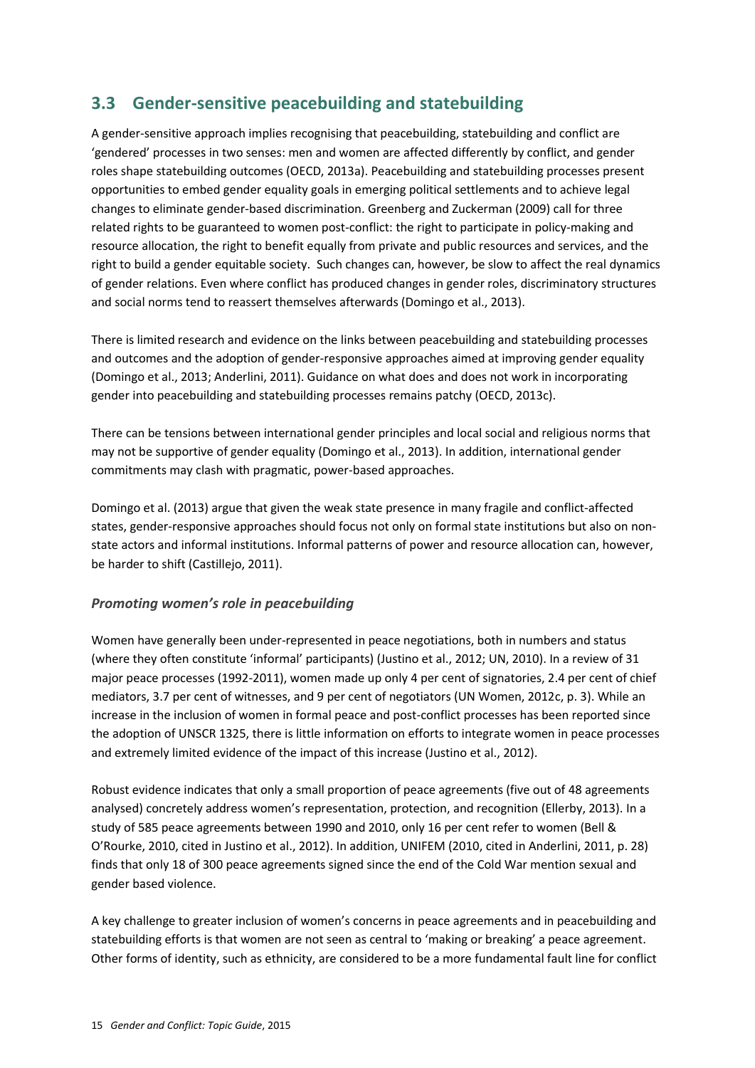## 3.3 Gender-sensitive peacebuilding and statebuilding

A gender-sensitive approach implies recognising that peacebuilding, statebuilding and conflict are 'gendered' processes in two senses: men and women are affected differently by conflict, and gender roles shape statebuilding outcomes (OECD, 2013a). Peacebuilding and statebuilding processes present opportunities to embed gender equality goals in emerging political settlements and to achieve legal changes to eliminate gender-based discrimination. Greenberg and Zuckerman (2009) call for three related rights to be guaranteed to women post-conflict: the right to participate in policy-making and resource allocation, the right to benefit equally from private and public resources and services, and the right to build a gender equitable society. Such changes can, however, be slow to affect the real dynamics of gender relations. Even where conflict has produced changes in gender roles, discriminatory structures and social norms tend to reassert themselves afterwards (Domingo et al., 2013).

There is limited research and evidence on the links between peacebuilding and statebuilding processes and outcomes and the adoption of gender-responsive approaches aimed at improving gender equality (Domingo et al., 2013; Anderlini, 2011). Guidance on what does and does not work in incorporating gender into peacebuilding and statebuilding processes remains patchy (OECD, 2013c).

There can be tensions between international gender principles and local social and religious norms that may not be supportive of gender equality (Domingo et al., 2013). In addition, international gender commitments may clash with pragmatic, power-based approaches.

Domingo et al. (2013) argue that given the weak state presence in many fragile and conflict-affected states, gender-responsive approaches should focus not only on formal state institutions but also on non-state actors and informal institutions. Informal patterns of power and resource allocation can, however, be harder to shift (Castillejo, 2011).

### *Promoting women's role in peacebuilding*

Women have generally been under-represented in peace negotiations, both in numbers and status (where they often constitute 'informal' participants) (Justino et al., 2012; UN, 2010). In a review of 31 major peace processes (1992-2011), women made up only 4 per cent of signatories, 2.4 per cent of chief mediators, 3.7 per cent of witnesses, and 9 per cent of negotiators (UN Women, 2012c, p. 3). While an increase in the inclusion of women in formal peace and post-conflict processes has been reported since the adoption of UNSCR 1325, there is little information on efforts to integrate women in peace processes and extremely limited evidence of the impact of this increase (Justino et al., 2012).

Robust evidence indicates that only a small proportion of peace agreements (five out of 48 agreements analysed) concretely address women's representation, protection, and recognition (Ellerby, 2013). In a study of 585 peace agreements between 1990 and 2010, only 16 per cent refer to women (Bell & O'Rourke, 2010, cited in Justino et al., 2012). In addition, UNIFEM (2010, cited in Anderlini, 2011, p. 28) finds that only 18 of 300 peace agreements signed since the end of the Cold War mention sexual and gender based violence.

A key challenge to greater inclusion of women's concerns in peace agreements and in peacebuilding and statebuilding efforts is that women are not seen as central to 'making or breaking' a peace agreement. Other forms of identity, such as ethnicity, are considered to be a more fundamental fault line for conflict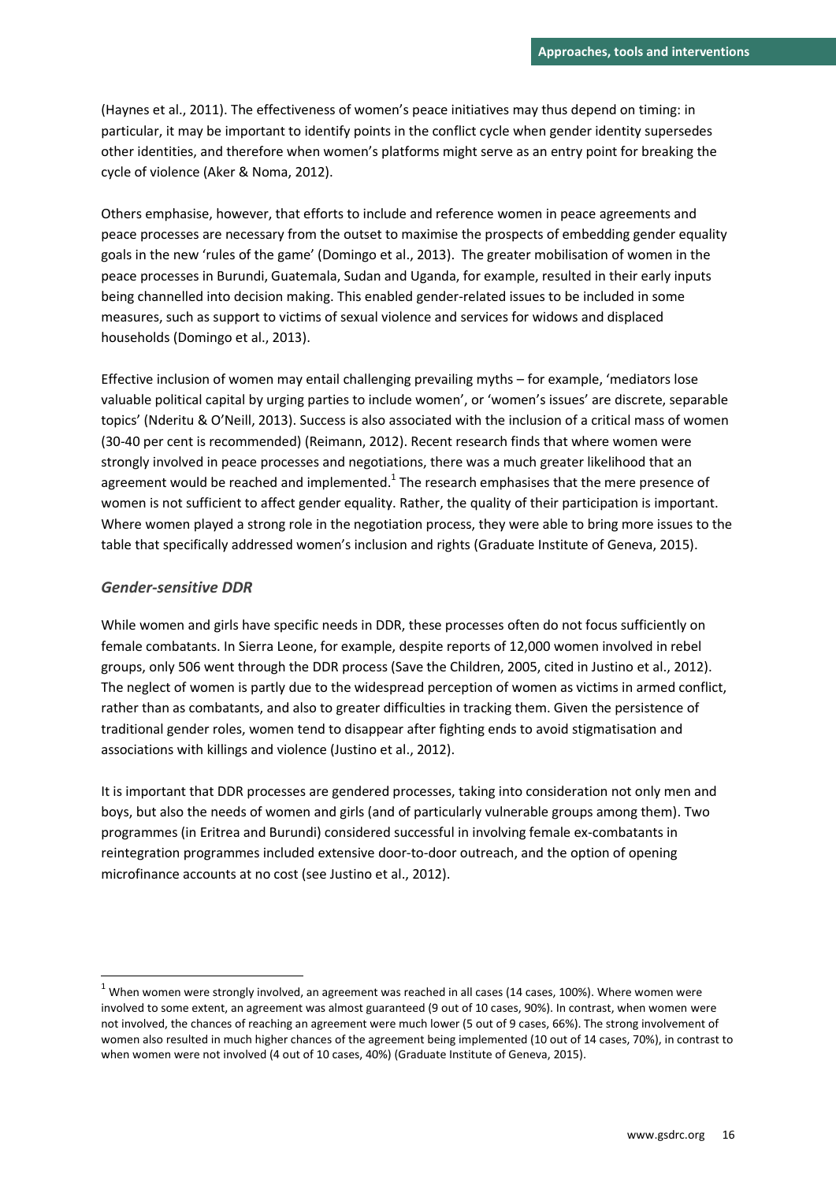(Haynes et al., 2011). The effectiveness of women's peace initiatives may thus depend on timing: in particular, it may be important to identify points in the conflict cycle when gender identity supersedes other identities, and therefore when women's platforms might serve as an entry point for breaking the cycle of violence (Aker & Noma, 2012).

Others emphasise, however, that efforts to include and reference women in peace agreements and peace processes are necessary from the outset to maximise the prospects of embedding gender equality goals in the new 'rules of the game' (Domingo et al., 2013). The greater mobilisation of women in the peace processes in Burundi, Guatemala, Sudan and Uganda, for example, resulted in their early inputs being channelled into decision making. This enabled gender-related issues to be included in some measures, such as support to victims of sexual violence and services for widows and displaced households (Domingo et al., 2013).

Effective inclusion of women may entail challenging prevailing myths – for example, 'mediators lose valuable political capital by urging parties to include women', or 'women's issues' are discrete, separable topics' (Nderitu & O'Neill, 2013). Success is also associated with the inclusion of a critical mass of women (30-40 per cent is recommended) (Reimann, 2012). Recent research finds that where women were strongly involved in peace processes and negotiations, there was a much greater likelihood that an agreement would be reached and implemented.[1] The research emphasises that the mere presence of women is not sufficient to affect gender equality. Rather, the quality of their participation is important. Where women played a strong role in the negotiation process, they were able to bring more issues to the table that specifically addressed women's inclusion and rights (Graduate Institute of Geneva, 2015).

### *Gender-sensitive DDR*

While women and girls have specific needs in DDR, these processes often do not focus sufficiently on female combatants. In Sierra Leone, for example, despite reports of 12,000 women involved in rebel groups, only 506 went through the DDR process (Save the Children, 2005, cited in Justino et al., 2012). The neglect of women is partly due to the widespread perception of women as victims in armed conflict, rather than as combatants, and also to greater difficulties in tracking them. Given the persistence of traditional gender roles, women tend to disappear after fighting ends to avoid stigmatisation and associations with killings and violence (Justino et al., 2012).

It is important that DDR processes are gendered processes, taking into consideration not only men and boys, but also the needs of women and girls (and of particularly vulnerable groups among them). Two programmes (in Eritrea and Burundi) considered successful in involving female ex-combatants in reintegration programmes included extensive door-to-door outreach, and the option of opening microfinance accounts at no cost (see Justino et al., 2012).

---

[1] When women were strongly involved, an agreement was reached in all cases (14 cases, 100%). Where women were involved to some extent, an agreement was almost guaranteed (9 out of 10 cases, 90%). In contrast, when women were not involved, the chances of reaching an agreement were much lower (5 out of 9 cases, 66%). The strong involvement of women also resulted in much higher chances of the agreement being implemented (10 out of 14 cases, 70%), in contrast to when women were not involved (4 out of 10 cases, 40%) (Graduate Institute of Geneva, 2015).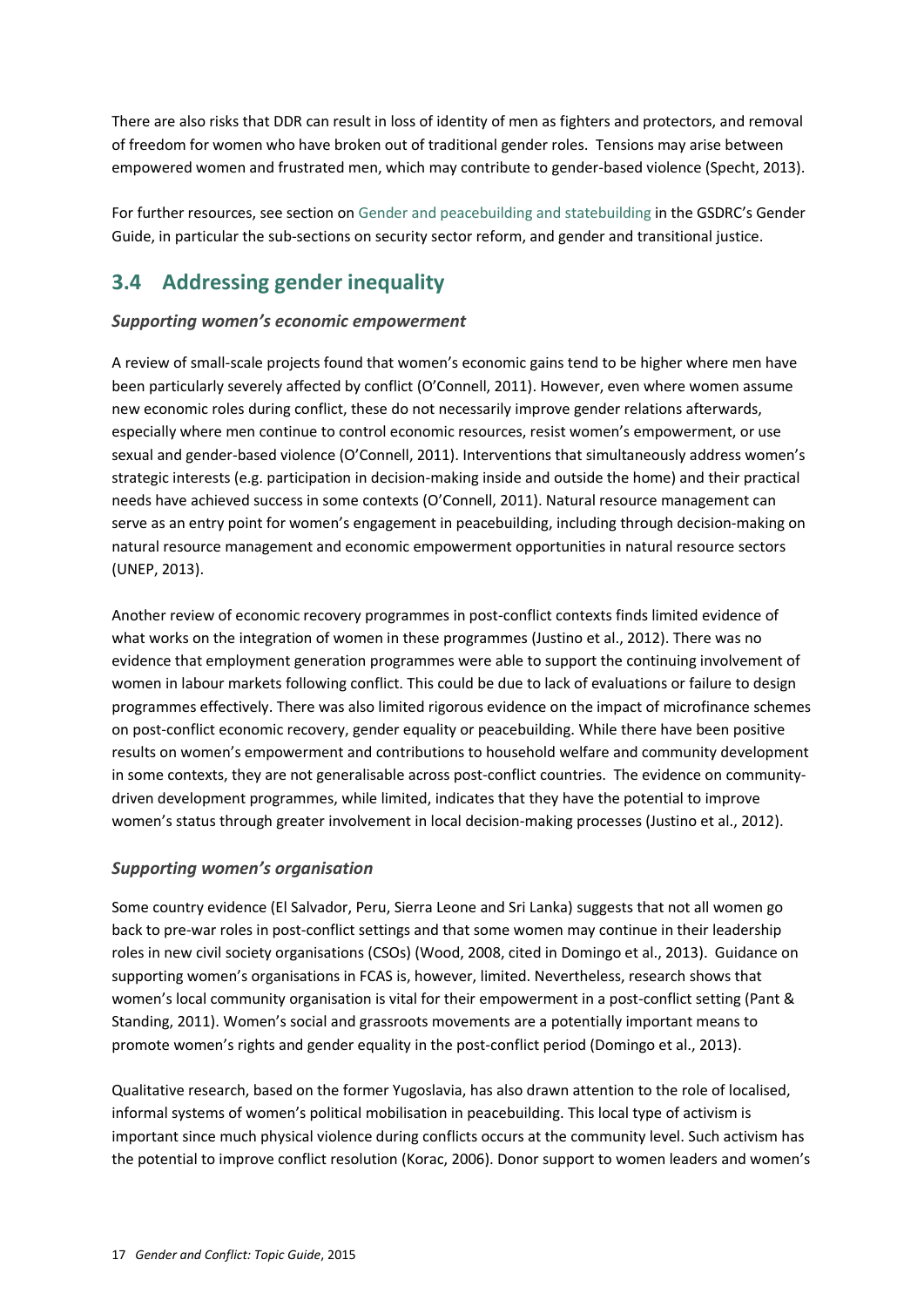There are also risks that DDR can result in loss of identity of men as fighters and protectors, and removal of freedom for women who have broken out of traditional gender roles. Tensions may arise between empowered women and frustrated men, which may contribute to gender-based violence (Specht, 2013).

For further resources, see section on Gender and peacebuilding and statebuilding in the GSDRC's Gender Guide, in particular the sub-sections on security sector reform, and gender and transitional justice.

## 3.4 Addressing gender inequality

### *Supporting women's economic empowerment*

A review of small-scale projects found that women's economic gains tend to be higher where men have been particularly severely affected by conflict (O'Connell, 2011). However, even where women assume new economic roles during conflict, these do not necessarily improve gender relations afterwards, especially where men continue to control economic resources, resist women's empowerment, or use sexual and gender-based violence (O'Connell, 2011). Interventions that simultaneously address women's strategic interests (e.g. participation in decision-making inside and outside the home) and their practical needs have achieved success in some contexts (O'Connell, 2011). Natural resource management can serve as an entry point for women's engagement in peacebuilding, including through decision-making on natural resource management and economic empowerment opportunities in natural resource sectors (UNEP, 2013).

Another review of economic recovery programmes in post-conflict contexts finds limited evidence of what works on the integration of women in these programmes (Justino et al., 2012). There was no evidence that employment generation programmes were able to support the continuing involvement of women in labour markets following conflict. This could be due to lack of evaluations or failure to design programmes effectively. There was also limited rigorous evidence on the impact of microfinance schemes on post-conflict economic recovery, gender equality or peacebuilding. While there have been positive results on women's empowerment and contributions to household welfare and community development in some contexts, they are not generalisable across post-conflict countries. The evidence on community-driven development programmes, while limited, indicates that they have the potential to improve women's status through greater involvement in local decision-making processes (Justino et al., 2012).

### *Supporting women's organisation*

Some country evidence (El Salvador, Peru, Sierra Leone and Sri Lanka) suggests that not all women go back to pre-war roles in post-conflict settings and that some women may continue in their leadership roles in new civil society organisations (CSOs) (Wood, 2008, cited in Domingo et al., 2013). Guidance on supporting women's organisations in FCAS is, however, limited. Nevertheless, research shows that women's local community organisation is vital for their empowerment in a post-conflict setting (Pant & Standing, 2011). Women's social and grassroots movements are a potentially important means to promote women's rights and gender equality in the post-conflict period (Domingo et al., 2013).

Qualitative research, based on the former Yugoslavia, has also drawn attention to the role of localised, informal systems of women's political mobilisation in peacebuilding. This local type of activism is important since much physical violence during conflicts occurs at the community level. Such activism has the potential to improve conflict resolution (Korac, 2006). Donor support to women leaders and women's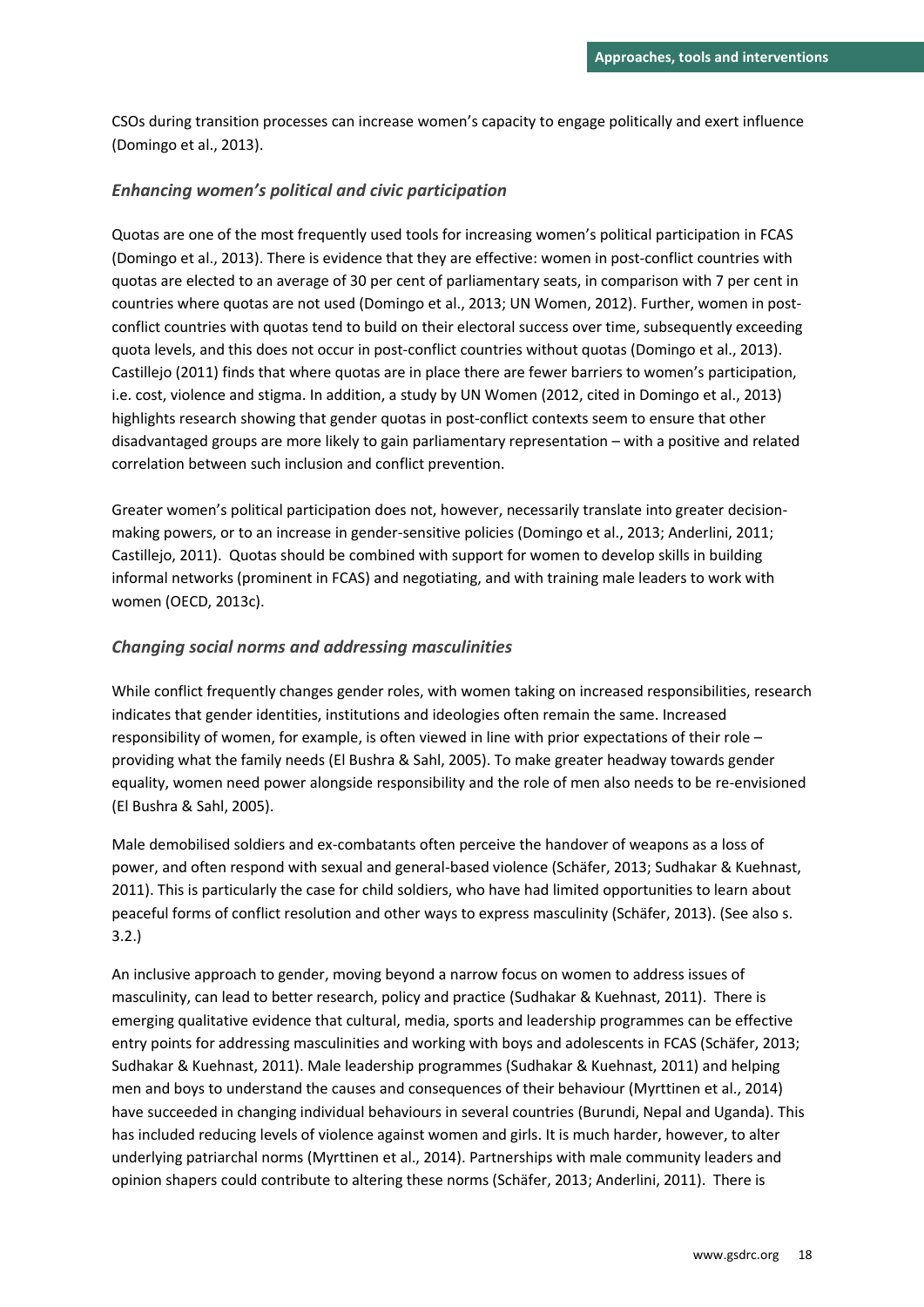CSOs during transition processes can increase women's capacity to engage politically and exert influence (Domingo et al., 2013).

### *Enhancing women's political and civic participation*

Quotas are one of the most frequently used tools for increasing women's political participation in FCAS (Domingo et al., 2013). There is evidence that they are effective: women in post-conflict countries with quotas are elected to an average of 30 per cent of parliamentary seats, in comparison with 7 per cent in countries where quotas are not used (Domingo et al., 2013; UN Women, 2012). Further, women in post-conflict countries with quotas tend to build on their electoral success over time, subsequently exceeding quota levels, and this does not occur in post-conflict countries without quotas (Domingo et al., 2013). Castillejo (2011) finds that where quotas are in place there are fewer barriers to women's participation, i.e. cost, violence and stigma. In addition, a study by UN Women (2012, cited in Domingo et al., 2013) highlights research showing that gender quotas in post-conflict contexts seem to ensure that other disadvantaged groups are more likely to gain parliamentary representation – with a positive and related correlation between such inclusion and conflict prevention.

Greater women's political participation does not, however, necessarily translate into greater decision-making powers, or to an increase in gender-sensitive policies (Domingo et al., 2013; Anderlini, 2011; Castillejo, 2011). Quotas should be combined with support for women to develop skills in building informal networks (prominent in FCAS) and negotiating, and with training male leaders to work with women (OECD, 2013c).

### *Changing social norms and addressing masculinities*

While conflict frequently changes gender roles, with women taking on increased responsibilities, research indicates that gender identities, institutions and ideologies often remain the same. Increased responsibility of women, for example, is often viewed in line with prior expectations of their role – providing what the family needs (El Bushra & Sahl, 2005). To make greater headway towards gender equality, women need power alongside responsibility and the role of men also needs to be re-envisioned (El Bushra & Sahl, 2005).

Male demobilised soldiers and ex-combatants often perceive the handover of weapons as a loss of power, and often respond with sexual and general-based violence (Schäfer, 2013; Sudhakar & Kuehnast, 2011). This is particularly the case for child soldiers, who have had limited opportunities to learn about peaceful forms of conflict resolution and other ways to express masculinity (Schäfer, 2013). (See also s. 3.2.)

An inclusive approach to gender, moving beyond a narrow focus on women to address issues of masculinity, can lead to better research, policy and practice (Sudhakar & Kuehnast, 2011). There is emerging qualitative evidence that cultural, media, sports and leadership programmes can be effective entry points for addressing masculinities and working with boys and adolescents in FCAS (Schäfer, 2013; Sudhakar & Kuehnast, 2011). Male leadership programmes (Sudhakar & Kuehnast, 2011) and helping men and boys to understand the causes and consequences of their behaviour (Myrttinen et al., 2014) have succeeded in changing individual behaviours in several countries (Burundi, Nepal and Uganda). This has included reducing levels of violence against women and girls. It is much harder, however, to alter underlying patriarchal norms (Myrttinen et al., 2014). Partnerships with male community leaders and opinion shapers could contribute to altering these norms (Schäfer, 2013; Anderlini, 2011). There is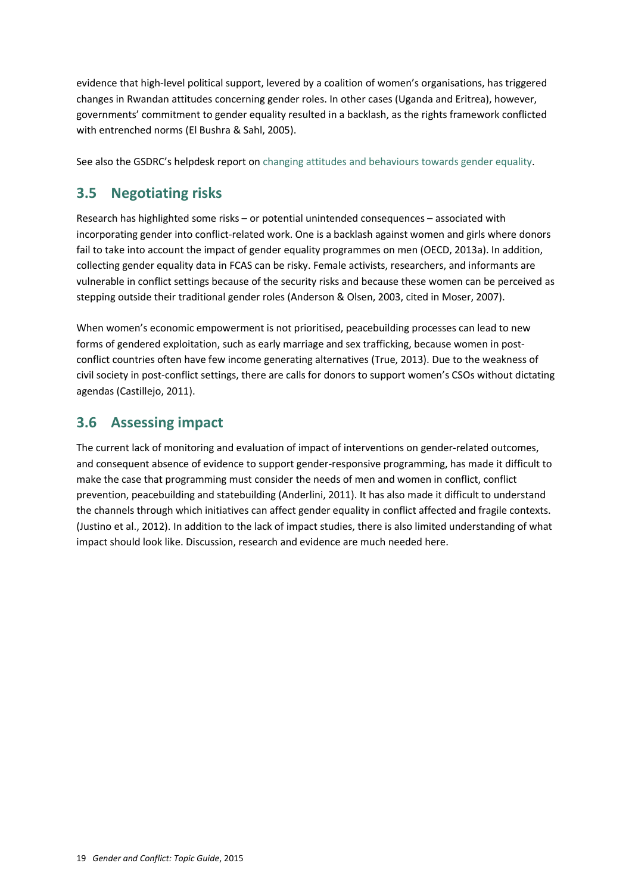evidence that high-level political support, levered by a coalition of women's organisations, has triggered changes in Rwandan attitudes concerning gender roles. In other cases (Uganda and Eritrea), however, governments' commitment to gender equality resulted in a backlash, as the rights framework conflicted with entrenched norms (El Bushra & Sahl, 2005).

See also the GSDRC's helpdesk report on changing attitudes and behaviours towards gender equality.

## 3.5 Negotiating risks

Research has highlighted some risks – or potential unintended consequences – associated with incorporating gender into conflict-related work. One is a backlash against women and girls where donors fail to take into account the impact of gender equality programmes on men (OECD, 2013a). In addition, collecting gender equality data in FCAS can be risky. Female activists, researchers, and informants are vulnerable in conflict settings because of the security risks and because these women can be perceived as stepping outside their traditional gender roles (Anderson & Olsen, 2003, cited in Moser, 2007).

When women's economic empowerment is not prioritised, peacebuilding processes can lead to new forms of gendered exploitation, such as early marriage and sex trafficking, because women in post-conflict countries often have few income generating alternatives (True, 2013). Due to the weakness of civil society in post-conflict settings, there are calls for donors to support women's CSOs without dictating agendas (Castillejo, 2011).

## 3.6 Assessing impact

The current lack of monitoring and evaluation of impact of interventions on gender-related outcomes, and consequent absence of evidence to support gender-responsive programming, has made it difficult to make the case that programming must consider the needs of men and women in conflict, conflict prevention, peacebuilding and statebuilding (Anderlini, 2011). It has also made it difficult to understand the channels through which initiatives can affect gender equality in conflict affected and fragile contexts. (Justino et al., 2012). In addition to the lack of impact studies, there is also limited understanding of what impact should look like. Discussion, research and evidence are much needed here.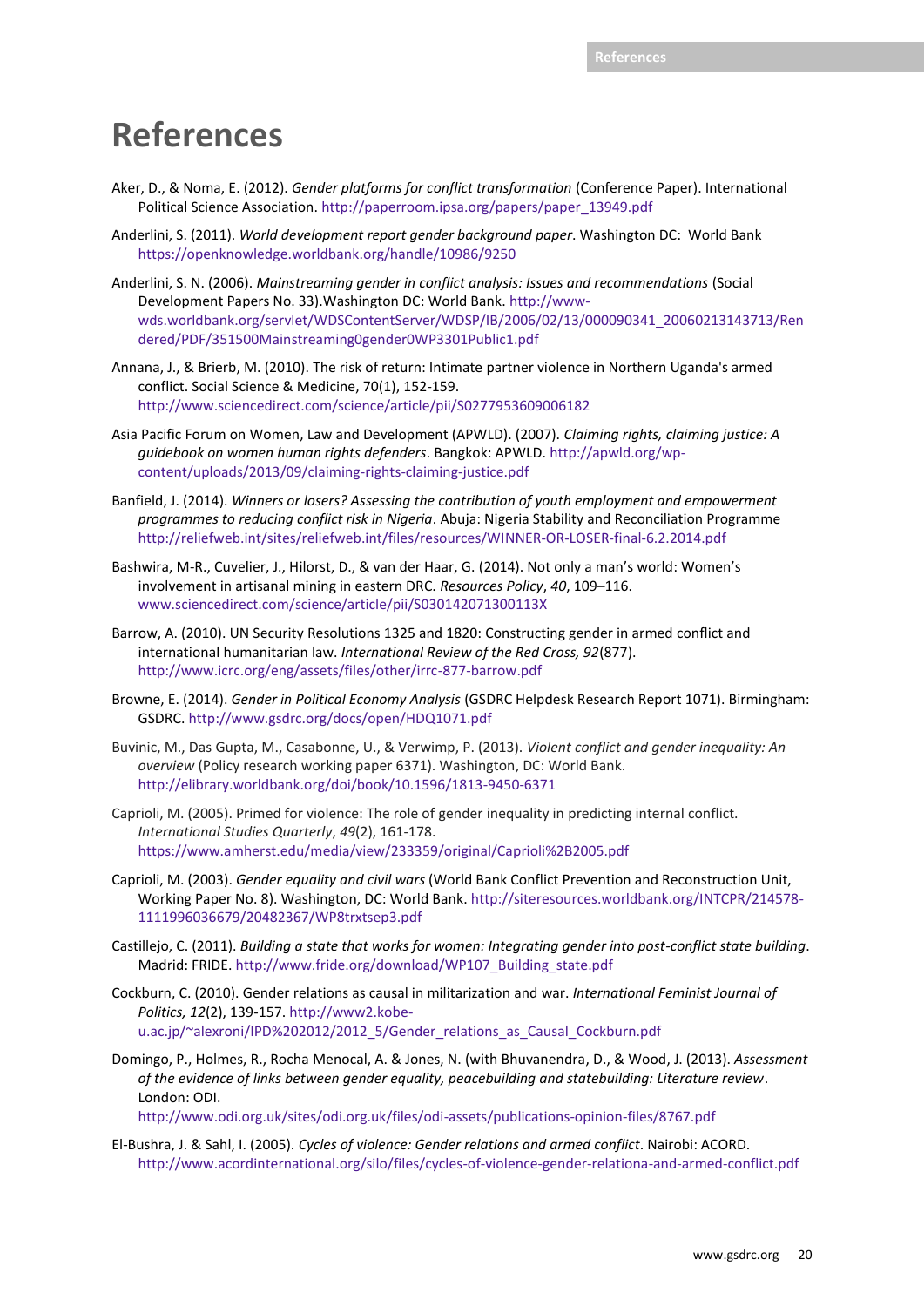# References

Aker, D., & Noma, E. (2012). *Gender platforms for conflict transformation* (Conference Paper). International Political Science Association. http://paperroom.ipsa.org/papers/paper_13949.pdf

Anderlini, S. (2011). *World development report gender background paper*. Washington DC: World Bank https://openknowledge.worldbank.org/handle/10986/9250

Anderlini, S. N. (2006). *Mainstreaming gender in conflict analysis: Issues and recommendations* (Social Development Papers No. 33).Washington DC: World Bank. http://www-wds.worldbank.org/servlet/WDSContentServer/WDSP/IB/2006/02/13/000090341_20060213143713/Rendered/PDF/351500Mainstreaming0gender0WP3301Public1.pdf

Annana, J., & Brierb, M. (2010). The risk of return: Intimate partner violence in Northern Uganda's armed conflict. Social Science & Medicine, 70(1), 152-159. http://www.sciencedirect.com/science/article/pii/S0277953609006182

Asia Pacific Forum on Women, Law and Development (APWLD). (2007). *Claiming rights, claiming justice: A guidebook on women human rights defenders*. Bangkok: APWLD. http://apwld.org/wp-content/uploads/2013/09/claiming-rights-claiming-justice.pdf

Banfield, J. (2014). *Winners or losers? Assessing the contribution of youth employment and empowerment programmes to reducing conflict risk in Nigeria*. Abuja: Nigeria Stability and Reconciliation Programme http://reliefweb.int/sites/reliefweb.int/files/resources/WINNER-OR-LOSER-final-6.2.2014.pdf

Bashwira, M-R., Cuvelier, J., Hilorst, D., & van der Haar, G. (2014). Not only a man's world: Women's involvement in artisanal mining in eastern DRC. *Resources Policy*, *40*, 109–116. www.sciencedirect.com/science/article/pii/S030142071300113X

Barrow, A. (2010). UN Security Resolutions 1325 and 1820: Constructing gender in armed conflict and international humanitarian law. *International Review of the Red Cross, 92*(877). http://www.icrc.org/eng/assets/files/other/irrc-877-barrow.pdf

Browne, E. (2014). *Gender in Political Economy Analysis* (GSDRC Helpdesk Research Report 1071). Birmingham: GSDRC. http://www.gsdrc.org/docs/open/HDQ1071.pdf

Buvinic, M., Das Gupta, M., Casabonne, U., & Verwimp, P. (2013). *Violent conflict and gender inequality: An overview* (Policy research working paper 6371). Washington, DC: World Bank. http://elibrary.worldbank.org/doi/book/10.1596/1813-9450-6371

Caprioli, M. (2005). Primed for violence: The role of gender inequality in predicting internal conflict. *International Studies Quarterly*, *49*(2), 161-178. https://www.amherst.edu/media/view/233359/original/Caprioli%2B2005.pdf

Caprioli, M. (2003). *Gender equality and civil wars* (World Bank Conflict Prevention and Reconstruction Unit, Working Paper No. 8). Washington, DC: World Bank. http://siteresources.worldbank.org/INTCPR/214578-1111996036679/20482367/WP8trxtsep3.pdf

Castillejo, C. (2011). *Building a state that works for women: Integrating gender into post-conflict state building*. Madrid: FRIDE. http://www.fride.org/download/WP107_Building_state.pdf

Cockburn, C. (2010). Gender relations as causal in militarization and war. *International Feminist Journal of Politics, 12*(2), 139-157. http://www2.kobe-u.ac.jp/~alexroni/IPD%202012/2012_5/Gender_relations_as_Causal_Cockburn.pdf

Domingo, P., Holmes, R., Rocha Menocal, A. & Jones, N. (with Bhuvanendra, D., & Wood, J. (2013). *Assessment of the evidence of links between gender equality, peacebuilding and statebuilding: Literature review*. London: ODI. http://www.odi.org.uk/sites/odi.org.uk/files/odi-assets/publications-opinion-files/8767.pdf

El-Bushra, J. & Sahl, I. (2005). *Cycles of violence: Gender relations and armed conflict*. Nairobi: ACORD. http://www.acordinternational.org/silo/files/cycles-of-violence-gender-relationa-and-armed-conflict.pdf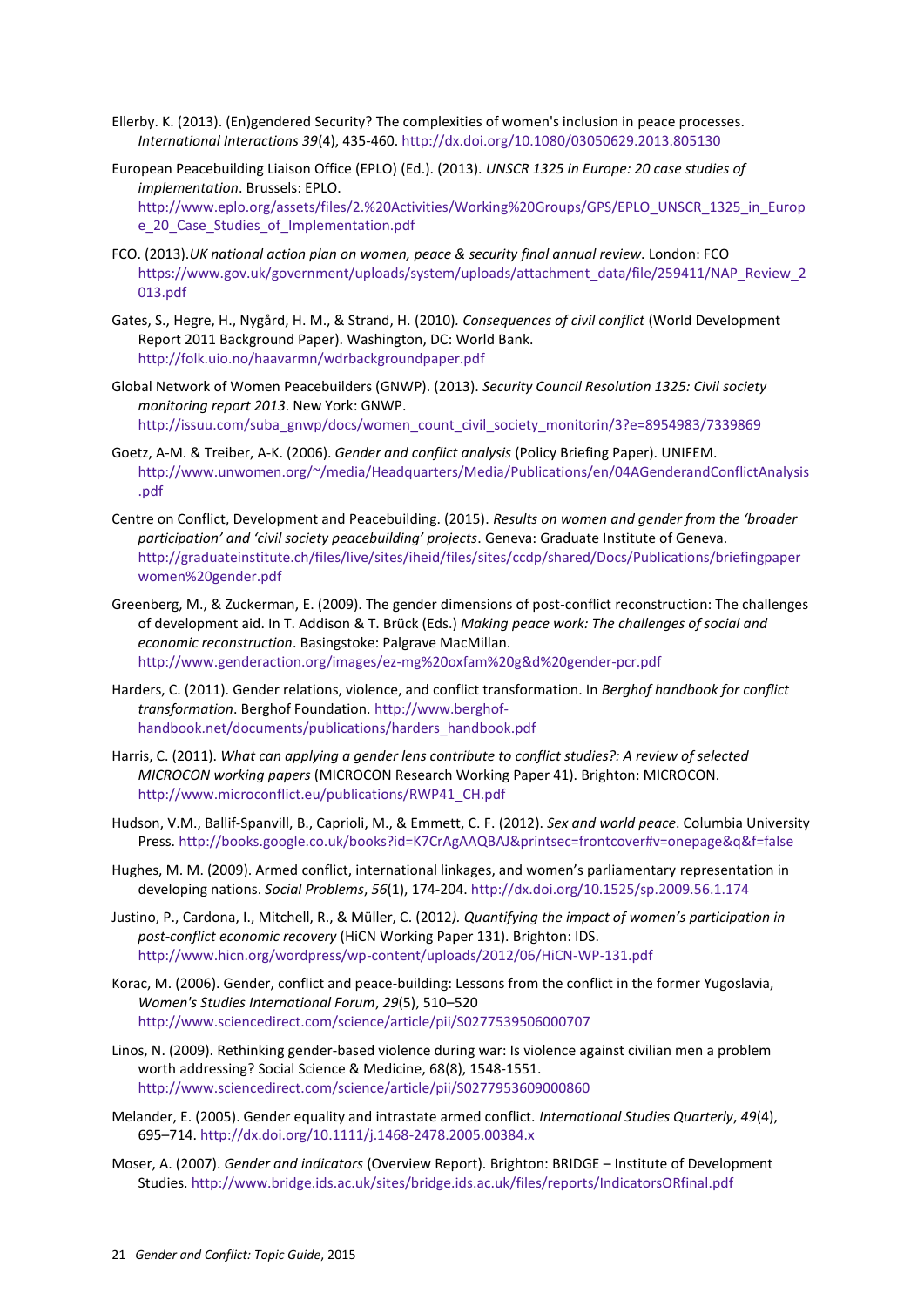Ellerby. K. (2013). (En)gendered Security? The complexities of women's inclusion in peace processes. *International Interactions 39*(4), 435-460. http://dx.doi.org/10.1080/03050629.2013.805130

European Peacebuilding Liaison Office (EPLO) (Ed.). (2013). *UNSCR 1325 in Europe: 20 case studies of implementation*. Brussels: EPLO. http://www.eplo.org/assets/files/2.%20Activities/Working%20Groups/GPS/EPLO_UNSCR_1325_in_Europe_20_Case_Studies_of_Implementation.pdf

FCO. (2013).*UK national action plan on women, peace & security final annual review*. London: FCO https://www.gov.uk/government/uploads/system/uploads/attachment_data/file/259411/NAP_Review_2013.pdf

Gates, S., Hegre, H., Nygård, H. M., & Strand, H. (2010). *Consequences of civil conflict* (World Development Report 2011 Background Paper). Washington, DC: World Bank. http://folk.uio.no/haavarmn/wdrbackgroundpaper.pdf

Global Network of Women Peacebuilders (GNWP). (2013). *Security Council Resolution 1325: Civil society monitoring report 2013*. New York: GNWP. http://issuu.com/suba_gnwp/docs/women_count_civil_society_monitorin/3?e=8954983/7339869

Goetz, A-M. & Treiber, A-K. (2006). *Gender and conflict analysis* (Policy Briefing Paper). UNIFEM. http://www.unwomen.org/~/media/Headquarters/Media/Publications/en/04AGenderandConflictAnalysis.pdf

Centre on Conflict, Development and Peacebuilding. (2015). *Results on women and gender from the 'broader participation' and 'civil society peacebuilding' projects*. Geneva: Graduate Institute of Geneva. http://graduateinstitute.ch/files/live/sites/iheid/files/sites/ccdp/shared/Docs/Publications/briefingpaperwomen%20gender.pdf

Greenberg, M., & Zuckerman, E. (2009). The gender dimensions of post-conflict reconstruction: The challenges of development aid. In T. Addison & T. Brück (Eds.) *Making peace work: The challenges of social and economic reconstruction*. Basingstoke: Palgrave MacMillan. http://www.genderaction.org/images/ez-mg%20oxfam%20g&d%20gender-pcr.pdf

Harders, C. (2011). Gender relations, violence, and conflict transformation. In *Berghof handbook for conflict transformation*. Berghof Foundation. http://www.berghof-handbook.net/documents/publications/harders_handbook.pdf

Harris, C. (2011). *What can applying a gender lens contribute to conflict studies?: A review of selected MICROCON working papers* (MICROCON Research Working Paper 41). Brighton: MICROCON. http://www.microconflict.eu/publications/RWP41_CH.pdf

Hudson, V.M., Ballif-Spanvill, B., Caprioli, M., & Emmett, C. F. (2012). *Sex and world peace*. Columbia University Press. http://books.google.co.uk/books?id=K7CrAgAAQBAJ&printsec=frontcover#v=onepage&q&f=false

Hughes, M. M. (2009). Armed conflict, international linkages, and women's parliamentary representation in developing nations. *Social Problems*, *56*(1), 174-204. http://dx.doi.org/10.1525/sp.2009.56.1.174

Justino, P., Cardona, I., Mitchell, R., & Müller, C. (2012*). Quantifying the impact of women's participation in post-conflict economic recovery* (HiCN Working Paper 131). Brighton: IDS. http://www.hicn.org/wordpress/wp-content/uploads/2012/06/HiCN-WP-131.pdf

Korac, M. (2006). Gender, conflict and peace-building: Lessons from the conflict in the former Yugoslavia, *Women's Studies International Forum*, *29*(5), 510–520 http://www.sciencedirect.com/science/article/pii/S0277539506000707

Linos, N. (2009). Rethinking gender-based violence during war: Is violence against civilian men a problem worth addressing? Social Science & Medicine, 68(8), 1548-1551. http://www.sciencedirect.com/science/article/pii/S0277953609000860

Melander, E. (2005). Gender equality and intrastate armed conflict. *International Studies Quarterly*, *49*(4), 695–714. http://dx.doi.org/10.1111/j.1468-2478.2005.00384.x

Moser, A. (2007). *Gender and indicators* (Overview Report). Brighton: BRIDGE – Institute of Development Studies. http://www.bridge.ids.ac.uk/sites/bridge.ids.ac.uk/files/reports/IndicatorsORfinal.pdf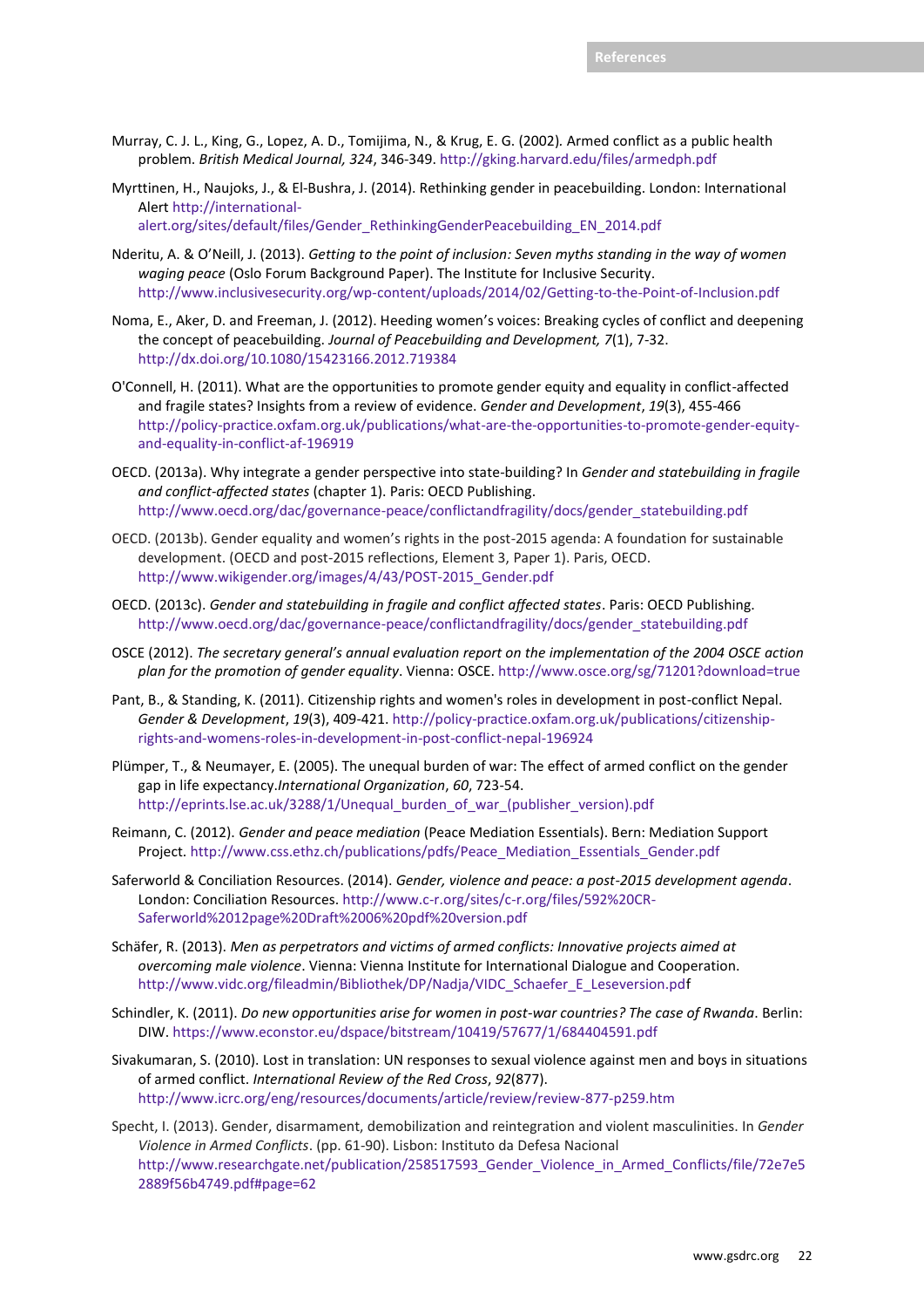Murray, C. J. L., King, G., Lopez, A. D., Tomijima, N., & Krug, E. G. (2002). Armed conflict as a public health problem. *British Medical Journal, 324*, 346-349. http://gking.harvard.edu/files/armedph.pdf

Myrttinen, H., Naujoks, J., & El-Bushra, J. (2014). Rethinking gender in peacebuilding. London: International Alert http://international-alert.org/sites/default/files/Gender_RethinkingGenderPeacebuilding_EN_2014.pdf

Nderitu, A. & O'Neill, J. (2013). *Getting to the point of inclusion: Seven myths standing in the way of women waging peace* (Oslo Forum Background Paper). The Institute for Inclusive Security. http://www.inclusivesecurity.org/wp-content/uploads/2014/02/Getting-to-the-Point-of-Inclusion.pdf

Noma, E., Aker, D. and Freeman, J. (2012). Heeding women's voices: Breaking cycles of conflict and deepening the concept of peacebuilding. *Journal of Peacebuilding and Development, 7*(1), 7-32. http://dx.doi.org/10.1080/15423166.2012.719384

O'Connell, H. (2011). What are the opportunities to promote gender equity and equality in conflict-affected and fragile states? Insights from a review of evidence. *Gender and Development*, *19*(3), 455-466 http://policy-practice.oxfam.org.uk/publications/what-are-the-opportunities-to-promote-gender-equity-and-equality-in-conflict-af-196919

OECD. (2013a). Why integrate a gender perspective into state-building? In *Gender and statebuilding in fragile and conflict-affected states* (chapter 1). Paris: OECD Publishing. http://www.oecd.org/dac/governance-peace/conflictandfragility/docs/gender_statebuilding.pdf

OECD. (2013b). Gender equality and women's rights in the post-2015 agenda: A foundation for sustainable development. (OECD and post-2015 reflections, Element 3, Paper 1). Paris, OECD. http://www.wikigender.org/images/4/43/POST-2015_Gender.pdf

OECD. (2013c). *Gender and statebuilding in fragile and conflict affected states*. Paris: OECD Publishing. http://www.oecd.org/dac/governance-peace/conflictandfragility/docs/gender_statebuilding.pdf

OSCE (2012). *The secretary general's annual evaluation report on the implementation of the 2004 OSCE action plan for the promotion of gender equality*. Vienna: OSCE. http://www.osce.org/sg/71201?download=true

Pant, B., & Standing, K. (2011). Citizenship rights and women's roles in development in post-conflict Nepal. *Gender & Development*, *19*(3), 409-421. http://policy-practice.oxfam.org.uk/publications/citizenship-rights-and-womens-roles-in-development-in-post-conflict-nepal-196924

Plümper, T., & Neumayer, E. (2005). The unequal burden of war: The effect of armed conflict on the gender gap in life expectancy.*International Organization*, *60*, 723-54. http://eprints.lse.ac.uk/3288/1/Unequal_burden_of_war_(publisher_version).pdf

Reimann, C. (2012). *Gender and peace mediation* (Peace Mediation Essentials). Bern: Mediation Support Project. http://www.css.ethz.ch/publications/pdfs/Peace_Mediation_Essentials_Gender.pdf

Saferworld & Conciliation Resources. (2014). *Gender, violence and peace: a post-2015 development agenda*. London: Conciliation Resources. http://www.c-r.org/sites/c-r.org/files/592%20CR-Saferworld%2012page%20Draft%2006%20pdf%20version.pdf

Schäfer, R. (2013). *Men as perpetrators and victims of armed conflicts: Innovative projects aimed at overcoming male violence*. Vienna: Vienna Institute for International Dialogue and Cooperation. http://www.vidc.org/fileadmin/Bibliothek/DP/Nadja/VIDC_Schaefer_E_Leseversion.pdf

Schindler, K. (2011). *Do new opportunities arise for women in post-war countries? The case of Rwanda*. Berlin: DIW. https://www.econstor.eu/dspace/bitstream/10419/57677/1/684404591.pdf

Sivakumaran, S. (2010). Lost in translation: UN responses to sexual violence against men and boys in situations of armed conflict. *International Review of the Red Cross*, *92*(877). http://www.icrc.org/eng/resources/documents/article/review/review-877-p259.htm

Specht, I. (2013). Gender, disarmament, demobilization and reintegration and violent masculinities. In *Gender Violence in Armed Conflicts*. (pp. 61-90). Lisbon: Instituto da Defesa Nacional http://www.researchgate.net/publication/258517593_Gender_Violence_in_Armed_Conflicts/file/72e7e52889f56b4749.pdf#page=62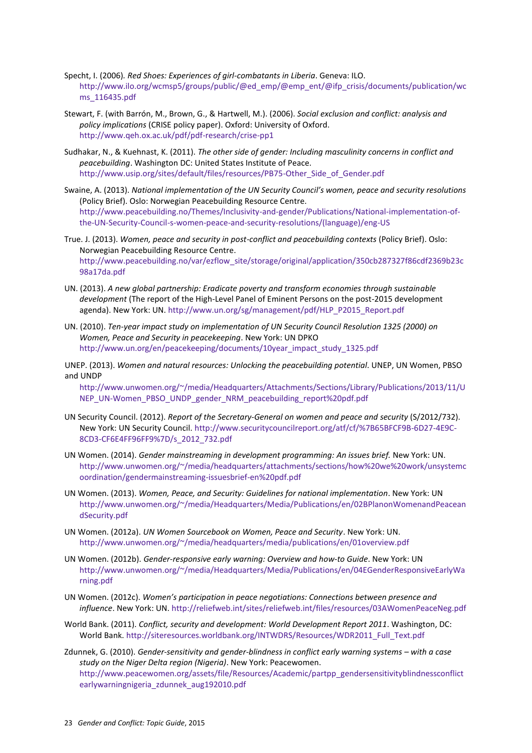Specht, I. (2006). *Red Shoes: Experiences of girl-combatants in Liberia*. Geneva: ILO. http://www.ilo.org/wcmsp5/groups/public/@ed_emp/@emp_ent/@ifp_crisis/documents/publication/wcms_116435.pdf

Stewart, F. (with Barrón, M., Brown, G., & Hartwell, M.). (2006). *Social exclusion and conflict: analysis and policy implications* (CRISE policy paper). Oxford: University of Oxford. http://www.qeh.ox.ac.uk/pdf/pdf-research/crise-pp1

Sudhakar, N., & Kuehnast, K. (2011). *The other side of gender: Including masculinity concerns in conflict and peacebuilding*. Washington DC: United States Institute of Peace. http://www.usip.org/sites/default/files/resources/PB75-Other_Side_of_Gender.pdf

Swaine, A. (2013). *National implementation of the UN Security Council's women, peace and security resolutions* (Policy Brief). Oslo: Norwegian Peacebuilding Resource Centre. http://www.peacebuilding.no/Themes/Inclusivity-and-gender/Publications/National-implementation-of-the-UN-Security-Council-s-women-peace-and-security-resolutions/(language)/eng-US

True. J. (2013). *Women, peace and security in post-conflict and peacebuilding contexts* (Policy Brief). Oslo: Norwegian Peacebuilding Resource Centre. http://www.peacebuilding.no/var/ezflow_site/storage/original/application/350cb287327f86cdf2369b23c98a17da.pdf

UN. (2013). *A new global partnership: Eradicate poverty and transform economies through sustainable development* (The report of the High-Level Panel of Eminent Persons on the post-2015 development agenda). New York: UN. http://www.un.org/sg/management/pdf/HLP_P2015_Report.pdf

UN. (2010). *Ten-year impact study on implementation of UN Security Council Resolution 1325 (2000) on Women, Peace and Security in peacekeeping*. New York: UN DPKO http://www.un.org/en/peacekeeping/documents/10year_impact_study_1325.pdf

UNEP. (2013). *Women and natural resources: Unlocking the peacebuilding potential*. UNEP, UN Women, PBSO and UNDP http://www.unwomen.org/~/media/Headquarters/Attachments/Sections/Library/Publications/2013/11/UNEP_UN-Women_PBSO_UNDP_gender_NRM_peacebuilding_report%20pdf.pdf

UN Security Council. (2012). *Report of the Secretary-General on women and peace and security* (S/2012/732). New York: UN Security Council. http://www.securitycouncilreport.org/atf/cf/%7B65BFCF9B-6D27-4E9C-8CD3-CF6E4FF96FF9%7D/s_2012_732.pdf

UN Women. (2014). *Gender mainstreaming in development programming: An issues brief.* New York: UN. http://www.unwomen.org/~/media/headquarters/attachments/sections/how%20we%20work/unsystemcoordination/gendermainstreaming-issuesbrief-en%20pdf.pdf

UN Women. (2013). *Women, Peace, and Security: Guidelines for national implementation*. New York: UN http://www.unwomen.org/~/media/Headquarters/Media/Publications/en/02BPlanonWomenandPeaceandSecurity.pdf

UN Women. (2012a). *UN Women Sourcebook on Women, Peace and Security*. New York: UN. http://www.unwomen.org/~/media/headquarters/media/publications/en/01overview.pdf

UN Women. (2012b). *Gender-responsive early warning: Overview and how-to Guide*. New York: UN http://www.unwomen.org/~/media/Headquarters/Media/Publications/en/04EGenderResponsiveEarlyWarning.pdf

UN Women. (2012c). *Women's participation in peace negotiations: Connections between presence and influence*. New York: UN. http://reliefweb.int/sites/reliefweb.int/files/resources/03AWomenPeaceNeg.pdf

World Bank. (2011). *Conflict, security and development: World Development Report 2011*. Washington, DC: World Bank. http://siteresources.worldbank.org/INTWDRS/Resources/WDR2011_Full_Text.pdf

Zdunnek, G. (2010). *Gender-sensitivity and gender-blindness in conflict early warning systems – with a case study on the Niger Delta region (Nigeria)*. New York: Peacewomen. http://www.peacewomen.org/assets/file/Resources/Academic/partpp_gendersensitivityblindnessconflictearlywarningnigeria_zdunnek_aug192010.pdf